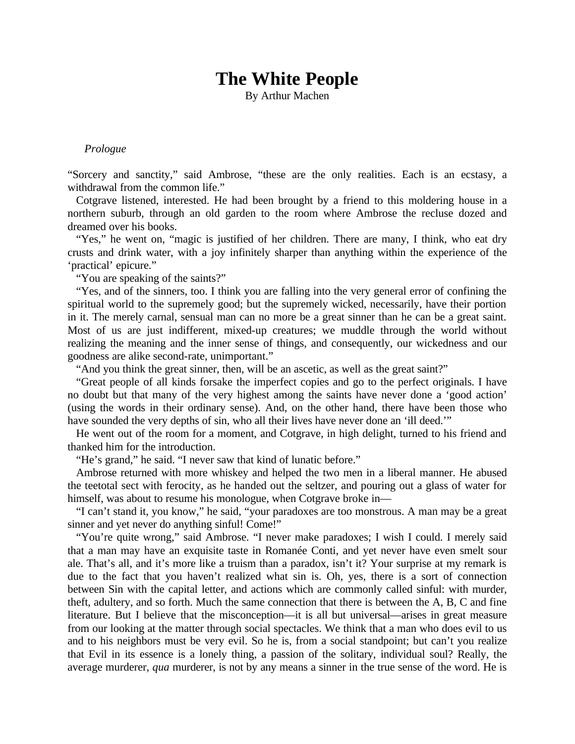# The White People

By Arthur Machen

*Prologue*

“Sorcery and sanctity,” said Ambrose, “these are the only realities. Each is an ecstasy, a withdrawal from the common life.”

Cotgrave listened, interested. He had been brought by a friend to this moldering house in a northern suburb, through an old garden to the room where Ambrose the recluse dozed and dreamed over his books.

“Yes,” he went on, “magic is justified of her children. There are many, I think, who eat dry crusts and drink water, with a joy infinitely sharper than anything within the experience of the ‘practical’ epicure.”

“You are speaking of the saints?”

“Yes, and of the sinners, too. I think you are falling into the very general error of confining the spiritual world to the supremely good; but the supremely wicked, necessarily, have their portion in it. The merely carnal, sensual man can no more be a great sinner than he can be a great saint. Most of us are just indifferent, mixed-up creatures; we muddle through the world without realizing the meaning and the inner sense of things, and consequently, our wickedness and our goodness are alike second-rate, unimportant.”

“And you think the great sinner, then, will be an ascetic, as well as the great saint?”

“Great people of all kinds forsake the imperfect copies and go to the perfect originals. I have no doubt but that many of the very highest among the saints have never done a ‘good action’ (using the words in their ordinary sense). And, on the other hand, there have been those who have sounded the very depths of sin, who all their lives have never done an ‘ill deed.’”

He went out of the room for a moment, and Cotgrave, in high delight, turned to his friend and thanked him for the introduction.

“He’s grand,” he said. “I never saw that kind of lunatic before.”

Ambrose returned with more whiskey and helped the two men in a liberal manner. He abused the teetotal sect with ferocity, as he handed out the seltzer, and pouring out a glass of water for himself, was about to resume his monologue, when Cotgrave broke in—

“I can’t stand it, you know,” he said, “your paradoxes are too monstrous. A man may be a great sinner and yet never do anything sinful! Come!”

“You’re quite wrong,” said Ambrose. “I never make paradoxes; I wish I could. I merely said that a man may have an exquisite taste in Romanée Conti, and yet never have even smelt sour ale. That’s all, and it’s more like a truism than a paradox, isn’t it? Your surprise at my remark is due to the fact that you haven’t realized what sin is. Oh, yes, there is a sort of connection between Sin with the capital letter, and actions which are commonly called sinful: with murder, theft, adultery, and so forth. Much the same connection that there is between the A, B, C and fine literature. But I believe that the misconception—it is all but universal—arises in great measure from our looking at the matter through social spectacles. We think that a man who does evil to us and to his neighbors must be very evil. So he is, from a social standpoint; but can’t you realize that Evil in its essence is a lonely thing, a passion of the solitary, individual soul? Really, the average murderer, *qua* murderer, is not by any means a sinner in the true sense of the word. He is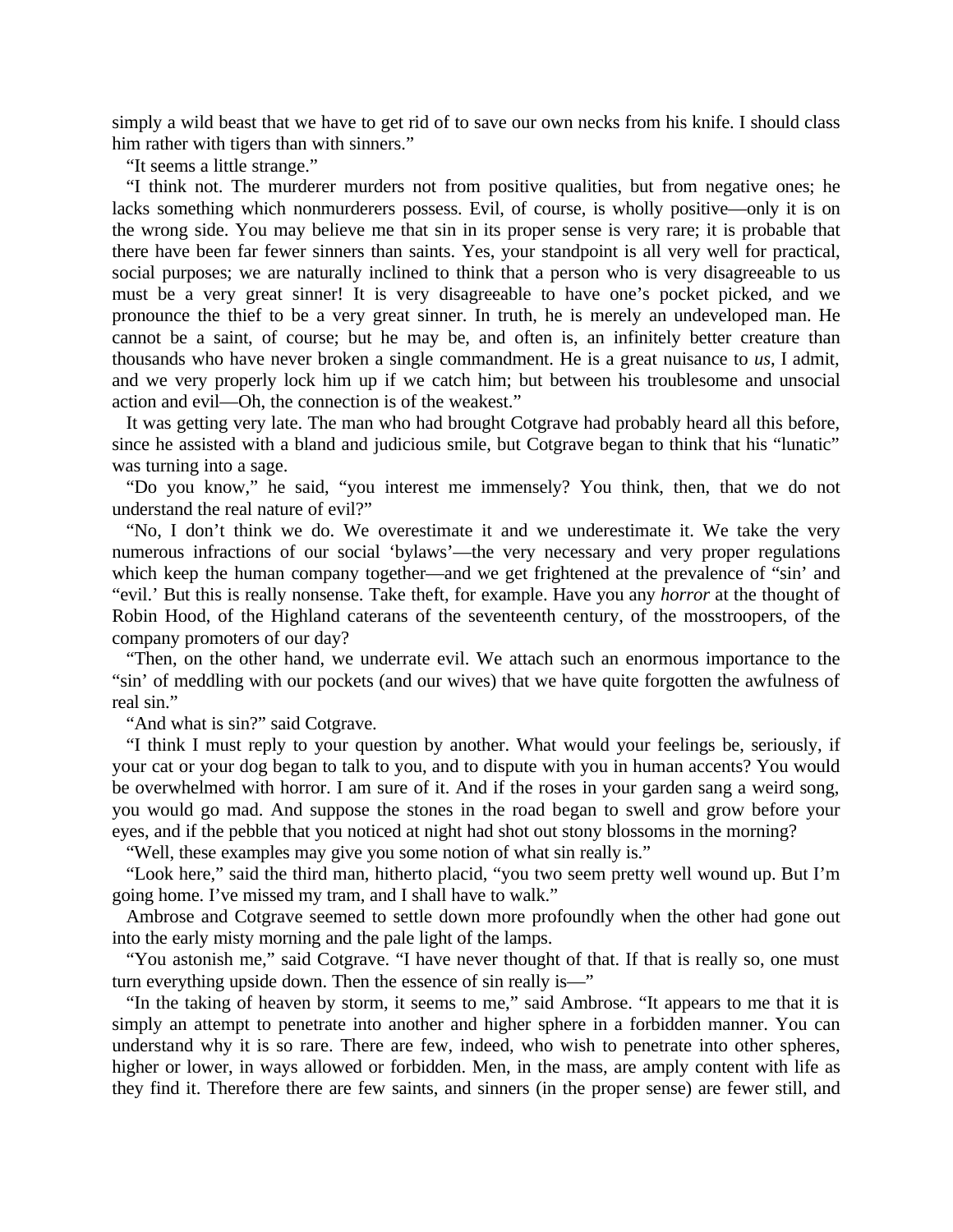simply a wild beast that we have to get rid of to save our own necks from his knife. I should class him rather with tigers than with sinners."

"It seems a little strange."

"I think not. The murderer murders not from positive qualities, but from negative ones; he lacks something which nonmurderers possess. Evil, of course, is wholly positive—only it is on the wrong side. You may believe me that sin in its proper sense is very rare; it is probable that there have been far fewer sinners than saints. Yes, your standpoint is all very well for practical, social purposes; we are naturally inclined to think that a person who is very disagreeable to us must be a very great sinner! It is very disagreeable to have one's pocket picked, and we pronounce the thief to be a very great sinner. In truth, he is merely an undeveloped man. He cannot be a saint, of course; but he may be, and often is, an infinitely better creature than thousands who have never broken a single commandment. He is a great nuisance to *us*, I admit, and we very properly lock him up if we catch him; but between his troublesome and unsocial action and evil—Oh, the connection is of the weakest."

It was getting very late. The man who had brought Cotgrave had probably heard all this before, since he assisted with a bland and judicious smile, but Cotgrave began to think that his "lunatic" was turning into a sage.

"Do you know," he said, "you interest me immensely? You think, then, that we do not understand the real nature of evil?"

"No, I don't think we do. We overestimate it and we underestimate it. We take the very numerous infractions of our social 'bylaws'—the very necessary and very proper regulations which keep the human company together—and we get frightened at the prevalence of "sin' and "evil.' But this is really nonsense. Take theft, for example. Have you any *horror* at the thought of Robin Hood, of the Highland caterans of the seventeenth century, of the mosstroopers, of the company promoters of our day?

"Then, on the other hand, we underrate evil. We attach such an enormous importance to the "sin' of meddling with our pockets (and our wives) that we have quite forgotten the awfulness of real sin."

"And what is sin?" said Cotgrave.

"I think I must reply to your question by another. What would your feelings be, seriously, if your cat or your dog began to talk to you, and to dispute with you in human accents? You would be overwhelmed with horror. I am sure of it. And if the roses in your garden sang a weird song, you would go mad. And suppose the stones in the road began to swell and grow before your eyes, and if the pebble that you noticed at night had shot out stony blossoms in the morning?

"Well, these examples may give you some notion of what sin really is."

"Look here," said the third man, hitherto placid, "you two seem pretty well wound up. But I'm going home. I've missed my tram, and I shall have to walk."

Ambrose and Cotgrave seemed to settle down more profoundly when the other had gone out into the early misty morning and the pale light of the lamps.

"You astonish me," said Cotgrave. "I have never thought of that. If that is really so, one must turn everything upside down. Then the essence of sin really is—"

"In the taking of heaven by storm, it seems to me," said Ambrose. "It appears to me that it is simply an attempt to penetrate into another and higher sphere in a forbidden manner. You can understand why it is so rare. There are few, indeed, who wish to penetrate into other spheres, higher or lower, in ways allowed or forbidden. Men, in the mass, are amply content with life as they find it. Therefore there are few saints, and sinners (in the proper sense) are fewer still, and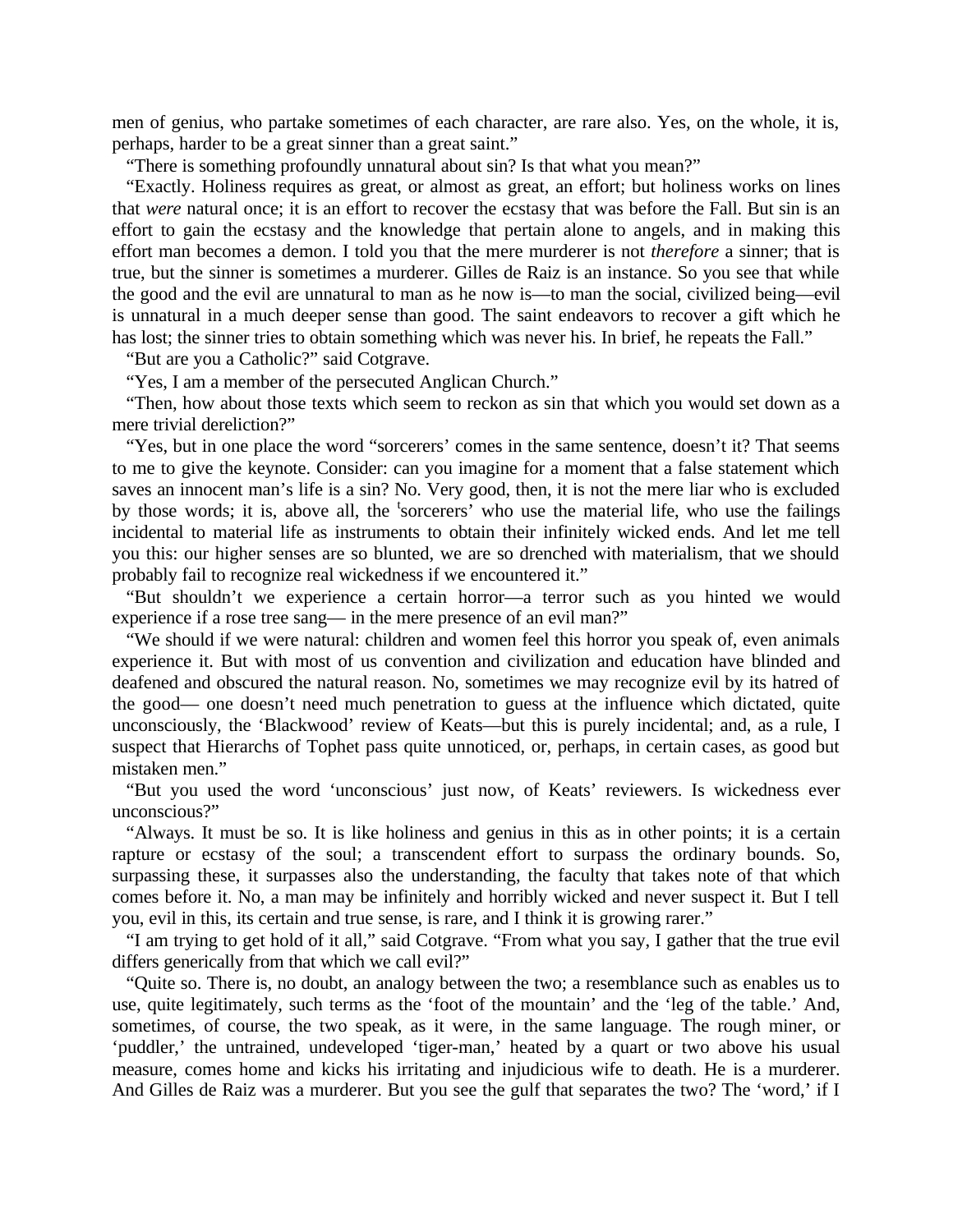men of genius, who partake sometimes of each character, are rare also. Yes, on the whole, it is, perhaps, harder to be a great sinner than a great saint."

"There is something profoundly unnatural about sin? Is that what you mean?"

"Exactly. Holiness requires as great, or almost as great, an effort; but holiness works on lines that *were* natural once; it is an effort to recover the ecstasy that was before the Fall. But sin is an effort to gain the ecstasy and the knowledge that pertain alone to angels, and in making this effort man becomes a demon. I told you that the mere murderer is not *therefore* a sinner; that is true, but the sinner is sometimes a murderer. Gilles de Raiz is an instance. So you see that while the good and the evil are unnatural to man as he now is—to man the social, civilized being—evil is unnatural in a much deeper sense than good. The saint endeavors to recover a gift which he has lost; the sinner tries to obtain something which was never his. In brief, he repeats the Fall."

"But are you a Catholic?" said Cotgrave.

"Yes, I am a member of the persecuted Anglican Church."

"Then, how about those texts which seem to reckon as sin that which you would set down as a mere trivial dereliction?"

"Yes, but in one place the word "sorcerers' comes in the same sentence, doesn't it? That seems to me to give the keynote. Consider: can you imagine for a moment that a false statement which saves an innocent man's life is a sin? No. Very good, then, it is not the mere liar who is excluded by those words; it is, above all, the 'sorcerers' who use the material life, who use the failings incidental to material life as instruments to obtain their infinitely wicked ends. And let me tell you this: our higher senses are so blunted, we are so drenched with materialism, that we should probably fail to recognize real wickedness if we encountered it."

"But shouldn't we experience a certain horror—a terror such as you hinted we would experience if a rose tree sang— in the mere presence of an evil man?"

"We should if we were natural: children and women feel this horror you speak of, even animals experience it. But with most of us convention and civilization and education have blinded and deafened and obscured the natural reason. No, sometimes we may recognize evil by its hatred of the good— one doesn't need much penetration to guess at the influence which dictated, quite unconsciously, the 'Blackwood' review of Keats—but this is purely incidental; and, as a rule, I suspect that Hierarchs of Tophet pass quite unnoticed, or, perhaps, in certain cases, as good but mistaken men."

"But you used the word 'unconscious' just now, of Keats' reviewers. Is wickedness ever unconscious?"

"Always. It must be so. It is like holiness and genius in this as in other points; it is a certain rapture or ecstasy of the soul; a transcendent effort to surpass the ordinary bounds. So, surpassing these, it surpasses also the understanding, the faculty that takes note of that which comes before it. No, a man may be infinitely and horribly wicked and never suspect it. But I tell you, evil in this, its certain and true sense, is rare, and I think it is growing rarer."

"I am trying to get hold of it all," said Cotgrave. "From what you say, I gather that the true evil differs generically from that which we call evil?"

"Quite so. There is, no doubt, an analogy between the two; a resemblance such as enables us to use, quite legitimately, such terms as the 'foot of the mountain' and the 'leg of the table.' And, sometimes, of course, the two speak, as it were, in the same language. The rough miner, or 'puddler,' the untrained, undeveloped 'tiger-man,' heated by a quart or two above his usual measure, comes home and kicks his irritating and injudicious wife to death. He is a murderer. And Gilles de Raiz was a murderer. But you see the gulf that separates the two? The 'word,' if I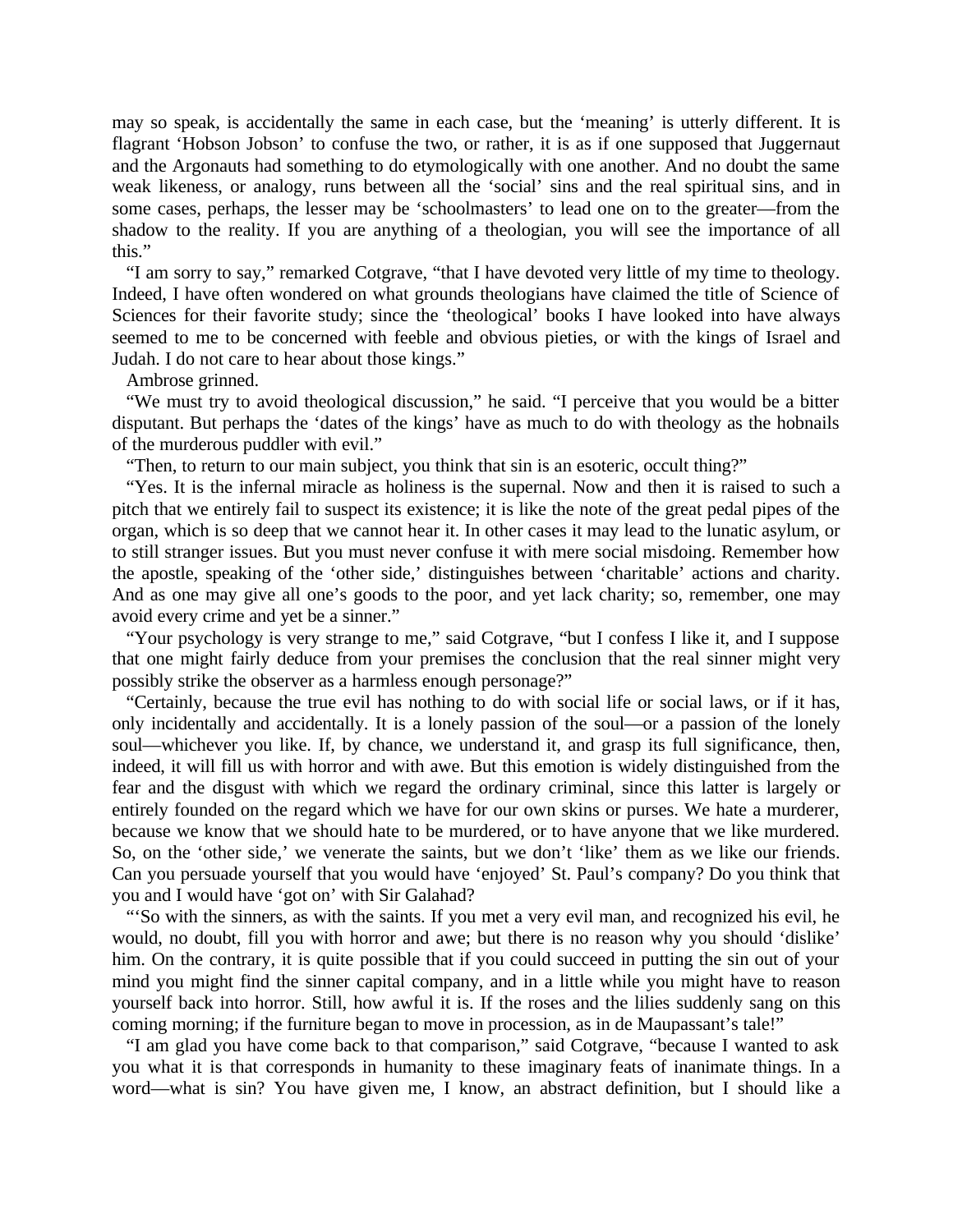may so speak, is accidentally the same in each case, but the 'meaning' is utterly different. It is flagrant 'Hobson Jobson' to confuse the two, or rather, it is as if one supposed that Juggernaut and the Argonauts had something to do etymologically with one another. And no doubt the same weak likeness, or analogy, runs between all the 'social' sins and the real spiritual sins, and in some cases, perhaps, the lesser may be 'schoolmasters' to lead one on to the greater—from the shadow to the reality. If you are anything of a theologian, you will see the importance of all this."

"I am sorry to say," remarked Cotgrave, "that I have devoted very little of my time to theology. Indeed, I have often wondered on what grounds theologians have claimed the title of Science of Sciences for their favorite study; since the 'theological' books I have looked into have always seemed to me to be concerned with feeble and obvious pieties, or with the kings of Israel and Judah. I do not care to hear about those kings."

Ambrose grinned.

"We must try to avoid theological discussion," he said. "I perceive that you would be a bitter disputant. But perhaps the 'dates of the kings' have as much to do with theology as the hobnails of the murderous puddler with evil."

"Then, to return to our main subject, you think that sin is an esoteric, occult thing?"

"Yes. It is the infernal miracle as holiness is the supernal. Now and then it is raised to such a pitch that we entirely fail to suspect its existence; it is like the note of the great pedal pipes of the organ, which is so deep that we cannot hear it. In other cases it may lead to the lunatic asylum, or to still stranger issues. But you must never confuse it with mere social misdoing. Remember how the apostle, speaking of the 'other side,' distinguishes between 'charitable' actions and charity. And as one may give all one's goods to the poor, and yet lack charity; so, remember, one may avoid every crime and yet be a sinner."

"Your psychology is very strange to me," said Cotgrave, "but I confess I like it, and I suppose that one might fairly deduce from your premises the conclusion that the real sinner might very possibly strike the observer as a harmless enough personage?"

"Certainly, because the true evil has nothing to do with social life or social laws, or if it has, only incidentally and accidentally. It is a lonely passion of the soul—or a passion of the lonely soul—whichever you like. If, by chance, we understand it, and grasp its full significance, then, indeed, it will fill us with horror and with awe. But this emotion is widely distinguished from the fear and the disgust with which we regard the ordinary criminal, since this latter is largely or entirely founded on the regard which we have for our own skins or purses. We hate a murderer, because we know that we should hate to be murdered, or to have anyone that we like murdered. So, on the 'other side,' we venerate the saints, but we don't 'like' them as we like our friends. Can you persuade yourself that you would have 'enjoyed' St. Paul's company? Do you think that you and I would have 'got on' with Sir Galahad?

"'So with the sinners, as with the saints. If you met a very evil man, and recognized his evil, he would, no doubt, fill you with horror and awe; but there is no reason why you should 'dislike' him. On the contrary, it is quite possible that if you could succeed in putting the sin out of your mind you might find the sinner capital company, and in a little while you might have to reason yourself back into horror. Still, how awful it is. If the roses and the lilies suddenly sang on this coming morning; if the furniture began to move in procession, as in de Maupassant's tale!"

"I am glad you have come back to that comparison," said Cotgrave, "because I wanted to ask you what it is that corresponds in humanity to these imaginary feats of inanimate things. In a word—what is sin? You have given me, I know, an abstract definition, but I should like a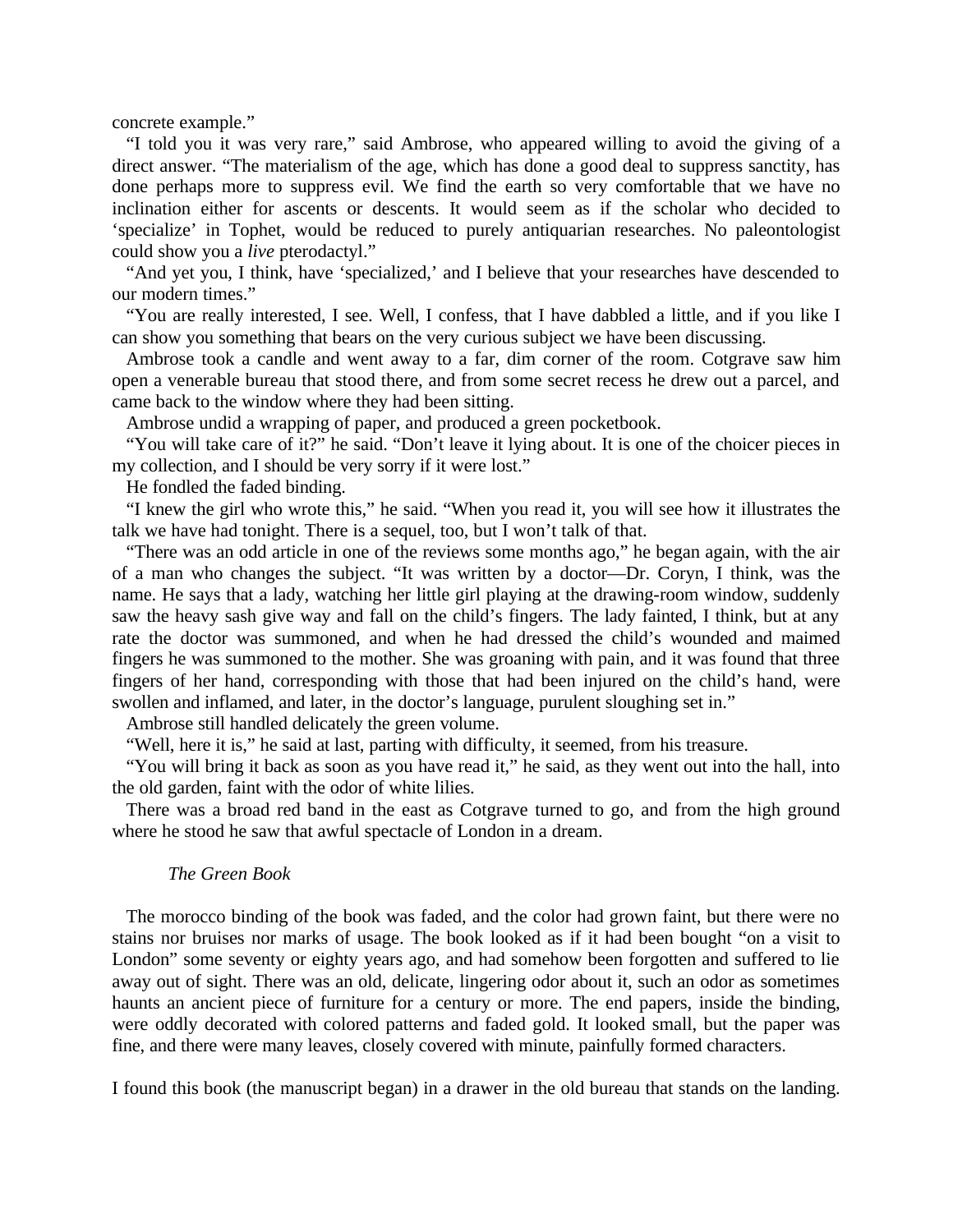concrete example."

"I told you it was very rare," said Ambrose, who appeared willing to avoid the giving of a direct answer. "The materialism of the age, which has done a good deal to suppress sanctity, has done perhaps more to suppress evil. We find the earth so very comfortable that we have no inclination either for ascents or descents. It would seem as if the scholar who decided to 'specialize' in Tophet, would be reduced to purely antiquarian researches. No paleontologist could show you a *live* pterodactyl."

"And yet you, I think, have 'specialized,' and I believe that your researches have descended to our modern times."

"You are really interested, I see. Well, I confess, that I have dabbled a little, and if you like I can show you something that bears on the very curious subject we have been discussing.

Ambrose took a candle and went away to a far, dim corner of the room. Cotgrave saw him open a venerable bureau that stood there, and from some secret recess he drew out a parcel, and came back to the window where they had been sitting.

Ambrose undid a wrapping of paper, and produced a green pocketbook.

"You will take care of it?" he said. "Don't leave it lying about. It is one of the choicer pieces in my collection, and I should be very sorry if it were lost."

He fondled the faded binding.

"I knew the girl who wrote this," he said. "When you read it, you will see how it illustrates the talk we have had tonight. There is a sequel, too, but I won't talk of that.

"There was an odd article in one of the reviews some months ago," he began again, with the air of a man who changes the subject. "It was written by a doctor—Dr. Coryn, I think, was the name. He says that a lady, watching her little girl playing at the drawing-room window, suddenly saw the heavy sash give way and fall on the child's fingers. The lady fainted, I think, but at any rate the doctor was summoned, and when he had dressed the child's wounded and maimed fingers he was summoned to the mother. She was groaning with pain, and it was found that three fingers of her hand, corresponding with those that had been injured on the child's hand, were swollen and inflamed, and later, in the doctor's language, purulent sloughing set in."

Ambrose still handled delicately the green volume.

"Well, here it is," he said at last, parting with difficulty, it seemed, from his treasure.

"You will bring it back as soon as you have read it," he said, as they went out into the hall, into the old garden, faint with the odor of white lilies.

There was a broad red band in the east as Cotgrave turned to go, and from the high ground where he stood he saw that awful spectacle of London in a dream.

*The Green Book*

The morocco binding of the book was faded, and the color had grown faint, but there were no stains nor bruises nor marks of usage. The book looked as if it had been bought "on a visit to London" some seventy or eighty years ago, and had somehow been forgotten and suffered to lie away out of sight. There was an old, delicate, lingering odor about it, such an odor as sometimes haunts an ancient piece of furniture for a century or more. The end papers, inside the binding, were oddly decorated with colored patterns and faded gold. It looked small, but the paper was fine, and there were many leaves, closely covered with minute, painfully formed characters.

I found this book (the manuscript began) in a drawer in the old bureau that stands on the landing.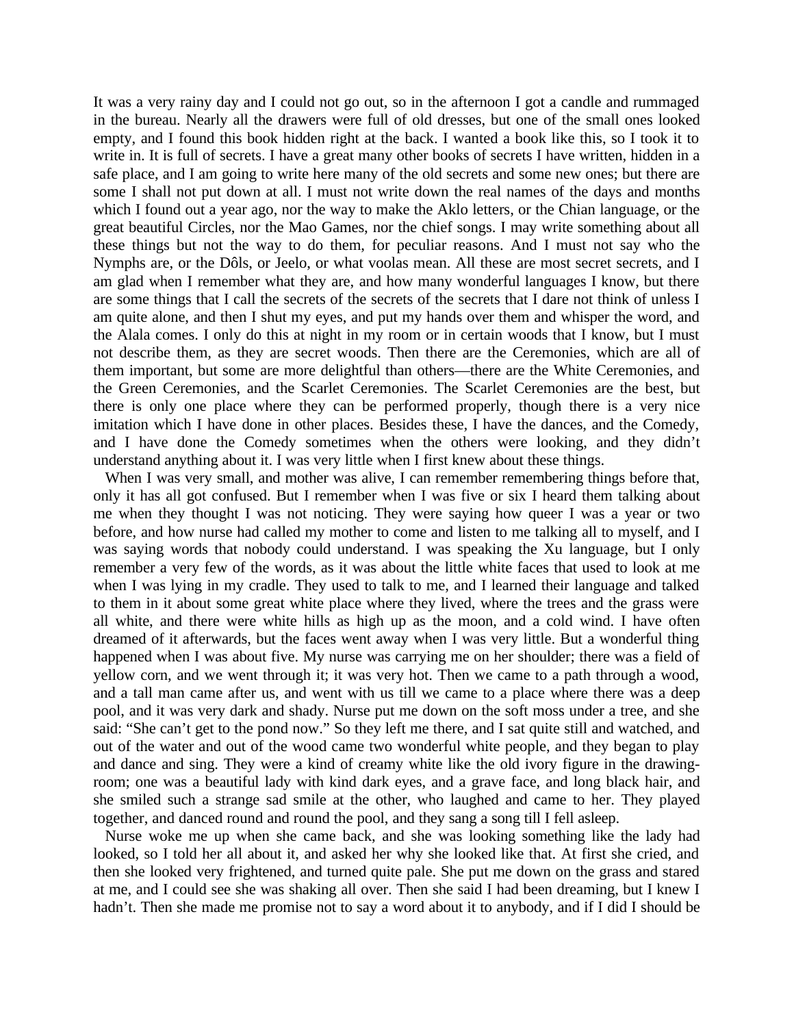It was a very rainy day and I could not go out, so in the afternoon I got a candle and rummaged in the bureau. Nearly all the drawers were full of old dresses, but one of the small ones looked empty, and I found this book hidden right at the back. I wanted a book like this, so I took it to write in. It is full of secrets. I have a great many other books of secrets I have written, hidden in a safe place, and I am going to write here many of the old secrets and some new ones; but there are some I shall not put down at all. I must not write down the real names of the days and months which I found out a year ago, nor the way to make the Aklo letters, or the Chian language, or the great beautiful Circles, nor the Mao Games, nor the chief songs. I may write something about all these things but not the way to do them, for peculiar reasons. And I must not say who the Nymphs are, or the Dôls, or Jeelo, or what voolas mean. All these are most secret secrets, and I am glad when I remember what they are, and how many wonderful languages I know, but there are some things that I call the secrets of the secrets of the secrets that I dare not think of unless I am quite alone, and then I shut my eyes, and put my hands over them and whisper the word, and the Alala comes. I only do this at night in my room or in certain woods that I know, but I must not describe them, as they are secret woods. Then there are the Ceremonies, which are all of them important, but some are more delightful than others—there are the White Ceremonies, and the Green Ceremonies, and the Scarlet Ceremonies. The Scarlet Ceremonies are the best, but there is only one place where they can be performed properly, though there is a very nice imitation which I have done in other places. Besides these, I have the dances, and the Comedy, and I have done the Comedy sometimes when the others were looking, and they didn't understand anything about it. I was very little when I first knew about these things.

When I was very small, and mother was alive, I can remember remembering things before that, only it has all got confused. But I remember when I was five or six I heard them talking about me when they thought I was not noticing. They were saying how queer I was a year or two before, and how nurse had called my mother to come and listen to me talking all to myself, and I was saying words that nobody could understand. I was speaking the Xu language, but I only remember a very few of the words, as it was about the little white faces that used to look at me when I was lying in my cradle. They used to talk to me, and I learned their language and talked to them in it about some great white place where they lived, where the trees and the grass were all white, and there were white hills as high up as the moon, and a cold wind. I have often dreamed of it afterwards, but the faces went away when I was very little. But a wonderful thing happened when I was about five. My nurse was carrying me on her shoulder; there was a field of yellow corn, and we went through it; it was very hot. Then we came to a path through a wood, and a tall man came after us, and went with us till we came to a place where there was a deep pool, and it was very dark and shady. Nurse put me down on the soft moss under a tree, and she said: "She can't get to the pond now." So they left me there, and I sat quite still and watched, and out of the water and out of the wood came two wonderful white people, and they began to play and dance and sing. They were a kind of creamy white like the old ivory figure in the drawing-room; one was a beautiful lady with kind dark eyes, and a grave face, and long black hair, and she smiled such a strange sad smile at the other, who laughed and came to her. They played together, and danced round and round the pool, and they sang a song till I fell asleep.

Nurse woke me up when she came back, and she was looking something like the lady had looked, so I told her all about it, and asked her why she looked like that. At first she cried, and then she looked very frightened, and turned quite pale. She put me down on the grass and stared at me, and I could see she was shaking all over. Then she said I had been dreaming, but I knew I hadn't. Then she made me promise not to say a word about it to anybody, and if I did I should be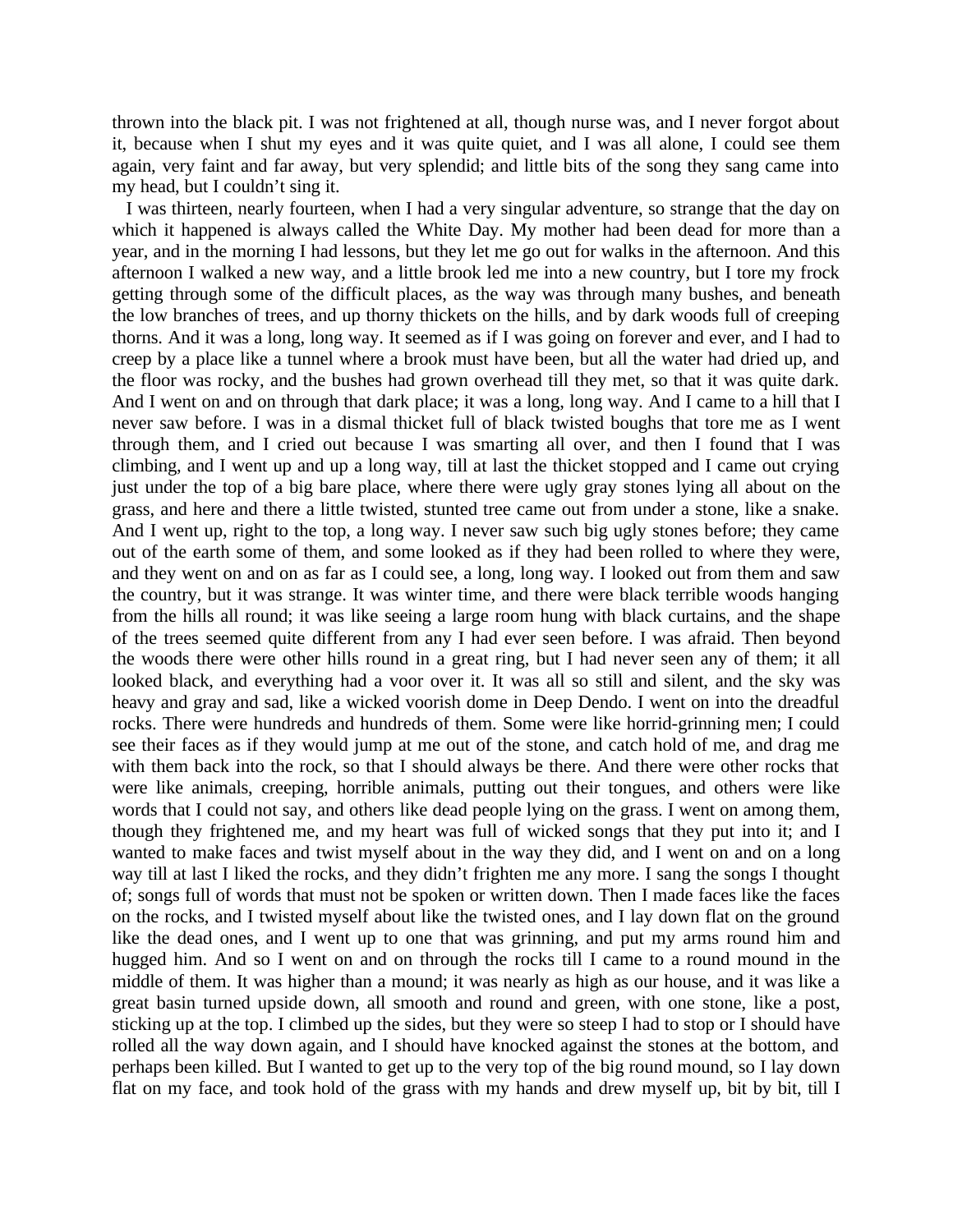thrown into the black pit. I was not frightened at all, though nurse was, and I never forgot about it, because when I shut my eyes and it was quite quiet, and I was all alone, I could see them again, very faint and far away, but very splendid; and little bits of the song they sang came into my head, but I couldn't sing it.

I was thirteen, nearly fourteen, when I had a very singular adventure, so strange that the day on which it happened is always called the White Day. My mother had been dead for more than a year, and in the morning I had lessons, but they let me go out for walks in the afternoon. And this afternoon I walked a new way, and a little brook led me into a new country, but I tore my frock getting through some of the difficult places, as the way was through many bushes, and beneath the low branches of trees, and up thorny thickets on the hills, and by dark woods full of creeping thorns. And it was a long, long way. It seemed as if I was going on forever and ever, and I had to creep by a place like a tunnel where a brook must have been, but all the water had dried up, and the floor was rocky, and the bushes had grown overhead till they met, so that it was quite dark. And I went on and on through that dark place; it was a long, long way. And I came to a hill that I never saw before. I was in a dismal thicket full of black twisted boughs that tore me as I went through them, and I cried out because I was smarting all over, and then I found that I was climbing, and I went up and up a long way, till at last the thicket stopped and I came out crying just under the top of a big bare place, where there were ugly gray stones lying all about on the grass, and here and there a little twisted, stunted tree came out from under a stone, like a snake. And I went up, right to the top, a long way. I never saw such big ugly stones before; they came out of the earth some of them, and some looked as if they had been rolled to where they were, and they went on and on as far as I could see, a long, long way. I looked out from them and saw the country, but it was strange. It was winter time, and there were black terrible woods hanging from the hills all round; it was like seeing a large room hung with black curtains, and the shape of the trees seemed quite different from any I had ever seen before. I was afraid. Then beyond the woods there were other hills round in a great ring, but I had never seen any of them; it all looked black, and everything had a voor over it. It was all so still and silent, and the sky was heavy and gray and sad, like a wicked voorish dome in Deep Dendo. I went on into the dreadful rocks. There were hundreds and hundreds of them. Some were like horrid-grinning men; I could see their faces as if they would jump at me out of the stone, and catch hold of me, and drag me with them back into the rock, so that I should always be there. And there were other rocks that were like animals, creeping, horrible animals, putting out their tongues, and others were like words that I could not say, and others like dead people lying on the grass. I went on among them, though they frightened me, and my heart was full of wicked songs that they put into it; and I wanted to make faces and twist myself about in the way they did, and I went on and on a long way till at last I liked the rocks, and they didn't frighten me any more. I sang the songs I thought of; songs full of words that must not be spoken or written down. Then I made faces like the faces on the rocks, and I twisted myself about like the twisted ones, and I lay down flat on the ground like the dead ones, and I went up to one that was grinning, and put my arms round him and hugged him. And so I went on and on through the rocks till I came to a round mound in the middle of them. It was higher than a mound; it was nearly as high as our house, and it was like a great basin turned upside down, all smooth and round and green, with one stone, like a post, sticking up at the top. I climbed up the sides, but they were so steep I had to stop or I should have rolled all the way down again, and I should have knocked against the stones at the bottom, and perhaps been killed. But I wanted to get up to the very top of the big round mound, so I lay down flat on my face, and took hold of the grass with my hands and drew myself up, bit by bit, till I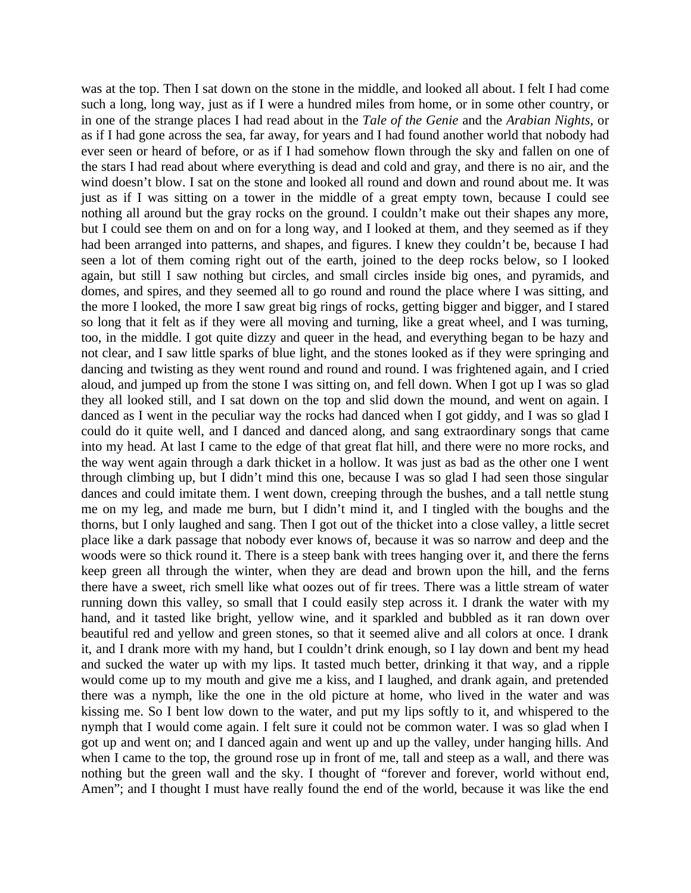was at the top. Then I sat down on the stone in the middle, and looked all about. I felt I had come such a long, long way, just as if I were a hundred miles from home, or in some other country, or in one of the strange places I had read about in the *Tale of the Genie* and the *Arabian Nights*, or as if I had gone across the sea, far away, for years and I had found another world that nobody had ever seen or heard of before, or as if I had somehow flown through the sky and fallen on one of the stars I had read about where everything is dead and cold and gray, and there is no air, and the wind doesn't blow. I sat on the stone and looked all round and down and round about me. It was just as if I was sitting on a tower in the middle of a great empty town, because I could see nothing all around but the gray rocks on the ground. I couldn't make out their shapes any more, but I could see them on and on for a long way, and I looked at them, and they seemed as if they had been arranged into patterns, and shapes, and figures. I knew they couldn't be, because I had seen a lot of them coming right out of the earth, joined to the deep rocks below, so I looked again, but still I saw nothing but circles, and small circles inside big ones, and pyramids, and domes, and spires, and they seemed all to go round and round the place where I was sitting, and the more I looked, the more I saw great big rings of rocks, getting bigger and bigger, and I stared so long that it felt as if they were all moving and turning, like a great wheel, and I was turning, too, in the middle. I got quite dizzy and queer in the head, and everything began to be hazy and not clear, and I saw little sparks of blue light, and the stones looked as if they were springing and dancing and twisting as they went round and round and round. I was frightened again, and I cried aloud, and jumped up from the stone I was sitting on, and fell down. When I got up I was so glad they all looked still, and I sat down on the top and slid down the mound, and went on again. I danced as I went in the peculiar way the rocks had danced when I got giddy, and I was so glad I could do it quite well, and I danced and danced along, and sang extraordinary songs that came into my head. At last I came to the edge of that great flat hill, and there were no more rocks, and the way went again through a dark thicket in a hollow. It was just as bad as the other one I went through climbing up, but I didn't mind this one, because I was so glad I had seen those singular dances and could imitate them. I went down, creeping through the bushes, and a tall nettle stung me on my leg, and made me burn, but I didn't mind it, and I tingled with the boughs and the thorns, but I only laughed and sang. Then I got out of the thicket into a close valley, a little secret place like a dark passage that nobody ever knows of, because it was so narrow and deep and the woods were so thick round it. There is a steep bank with trees hanging over it, and there the ferns keep green all through the winter, when they are dead and brown upon the hill, and the ferns there have a sweet, rich smell like what oozes out of fir trees. There was a little stream of water running down this valley, so small that I could easily step across it. I drank the water with my hand, and it tasted like bright, yellow wine, and it sparkled and bubbled as it ran down over beautiful red and yellow and green stones, so that it seemed alive and all colors at once. I drank it, and I drank more with my hand, but I couldn't drink enough, so I lay down and bent my head and sucked the water up with my lips. It tasted much better, drinking it that way, and a ripple would come up to my mouth and give me a kiss, and I laughed, and drank again, and pretended there was a nymph, like the one in the old picture at home, who lived in the water and was kissing me. So I bent low down to the water, and put my lips softly to it, and whispered to the nymph that I would come again. I felt sure it could not be common water. I was so glad when I got up and went on; and I danced again and went up and up the valley, under hanging hills. And when I came to the top, the ground rose up in front of me, tall and steep as a wall, and there was nothing but the green wall and the sky. I thought of "forever and forever, world without end, Amen"; and I thought I must have really found the end of the world, because it was like the end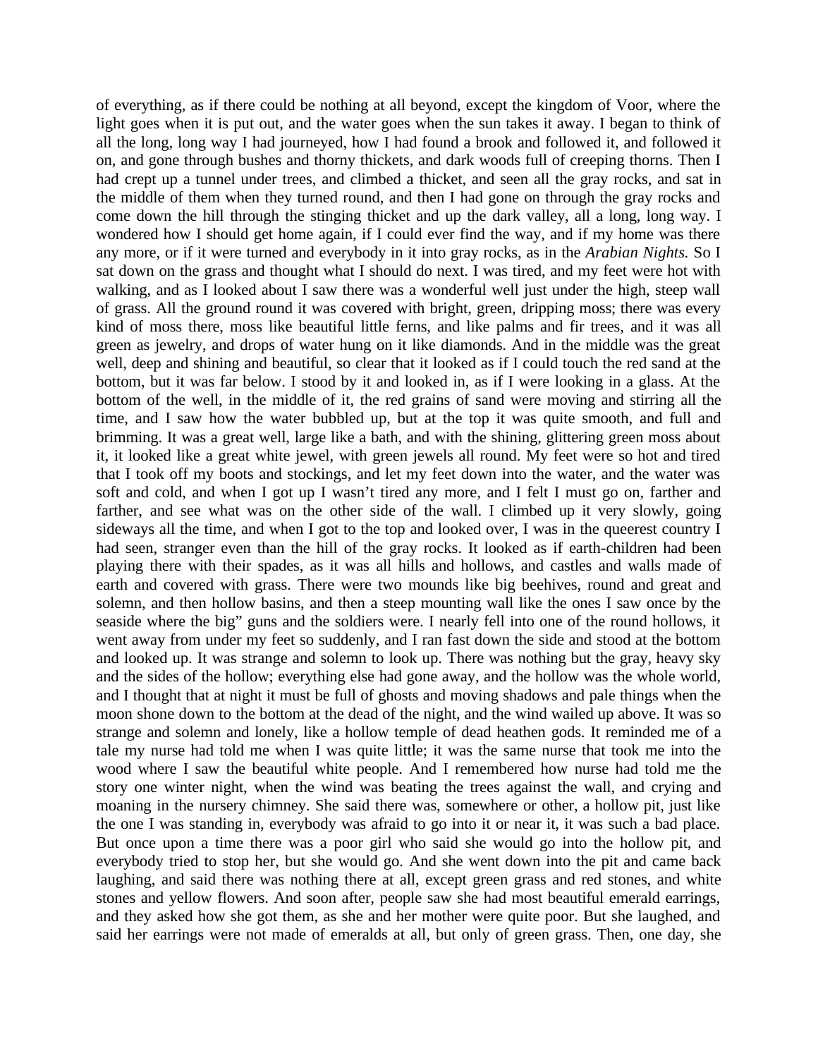of everything, as if there could be nothing at all beyond, except the kingdom of Voor, where the light goes when it is put out, and the water goes when the sun takes it away. I began to think of all the long, long way I had journeyed, how I had found a brook and followed it, and followed it on, and gone through bushes and thorny thickets, and dark woods full of creeping thorns. Then I had crept up a tunnel under trees, and climbed a thicket, and seen all the gray rocks, and sat in the middle of them when they turned round, and then I had gone on through the gray rocks and come down the hill through the stinging thicket and up the dark valley, all a long, long way. I wondered how I should get home again, if I could ever find the way, and if my home was there any more, or if it were turned and everybody in it into gray rocks, as in the *Arabian Nights.* So I sat down on the grass and thought what I should do next. I was tired, and my feet were hot with walking, and as I looked about I saw there was a wonderful well just under the high, steep wall of grass. All the ground round it was covered with bright, green, dripping moss; there was every kind of moss there, moss like beautiful little ferns, and like palms and fir trees, and it was all green as jewelry, and drops of water hung on it like diamonds. And in the middle was the great well, deep and shining and beautiful, so clear that it looked as if I could touch the red sand at the bottom, but it was far below. I stood by it and looked in, as if I were looking in a glass. At the bottom of the well, in the middle of it, the red grains of sand were moving and stirring all the time, and I saw how the water bubbled up, but at the top it was quite smooth, and full and brimming. It was a great well, large like a bath, and with the shining, glittering green moss about it, it looked like a great white jewel, with green jewels all round. My feet were so hot and tired that I took off my boots and stockings, and let my feet down into the water, and the water was soft and cold, and when I got up I wasn't tired any more, and I felt I must go on, farther and farther, and see what was on the other side of the wall. I climbed up it very slowly, going sideways all the time, and when I got to the top and looked over, I was in the queerest country I had seen, stranger even than the hill of the gray rocks. It looked as if earth-children had been playing there with their spades, as it was all hills and hollows, and castles and walls made of earth and covered with grass. There were two mounds like big beehives, round and great and solemn, and then hollow basins, and then a steep mounting wall like the ones I saw once by the seaside where the big" guns and the soldiers were. I nearly fell into one of the round hollows, it went away from under my feet so suddenly, and I ran fast down the side and stood at the bottom and looked up. It was strange and solemn to look up. There was nothing but the gray, heavy sky and the sides of the hollow; everything else had gone away, and the hollow was the whole world, and I thought that at night it must be full of ghosts and moving shadows and pale things when the moon shone down to the bottom at the dead of the night, and the wind wailed up above. It was so strange and solemn and lonely, like a hollow temple of dead heathen gods. It reminded me of a tale my nurse had told me when I was quite little; it was the same nurse that took me into the wood where I saw the beautiful white people. And I remembered how nurse had told me the story one winter night, when the wind was beating the trees against the wall, and crying and moaning in the nursery chimney. She said there was, somewhere or other, a hollow pit, just like the one I was standing in, everybody was afraid to go into it or near it, it was such a bad place. But once upon a time there was a poor girl who said she would go into the hollow pit, and everybody tried to stop her, but she would go. And she went down into the pit and came back laughing, and said there was nothing there at all, except green grass and red stones, and white stones and yellow flowers. And soon after, people saw she had most beautiful emerald earrings, and they asked how she got them, as she and her mother were quite poor. But she laughed, and said her earrings were not made of emeralds at all, but only of green grass. Then, one day, she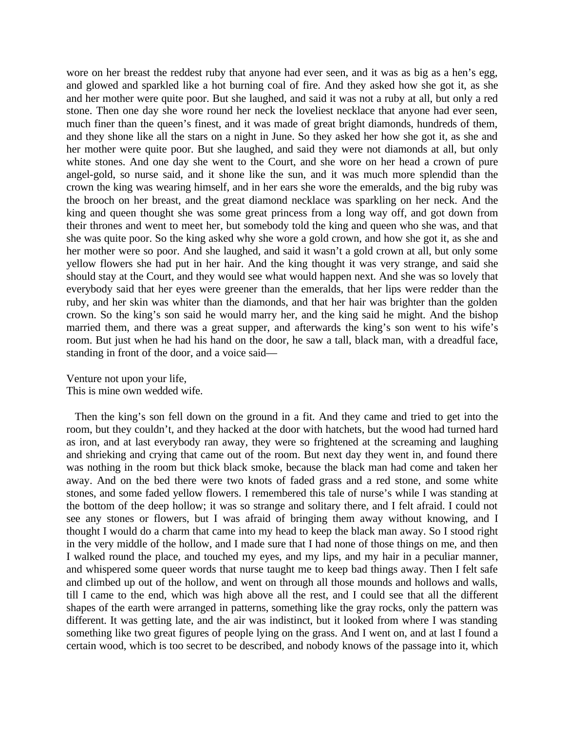wore on her breast the reddest ruby that anyone had ever seen, and it was as big as a hen's egg, and glowed and sparkled like a hot burning coal of fire. And they asked how she got it, as she and her mother were quite poor. But she laughed, and said it was not a ruby at all, but only a red stone. Then one day she wore round her neck the loveliest necklace that anyone had ever seen, much finer than the queen's finest, and it was made of great bright diamonds, hundreds of them, and they shone like all the stars on a night in June. So they asked her how she got it, as she and her mother were quite poor. But she laughed, and said they were not diamonds at all, but only white stones. And one day she went to the Court, and she wore on her head a crown of pure angel-gold, so nurse said, and it shone like the sun, and it was much more splendid than the crown the king was wearing himself, and in her ears she wore the emeralds, and the big ruby was the brooch on her breast, and the great diamond necklace was sparkling on her neck. And the king and queen thought she was some great princess from a long way off, and got down from their thrones and went to meet her, but somebody told the king and queen who she was, and that she was quite poor. So the king asked why she wore a gold crown, and how she got it, as she and her mother were so poor. And she laughed, and said it wasn't a gold crown at all, but only some yellow flowers she had put in her hair. And the king thought it was very strange, and said she should stay at the Court, and they would see what would happen next. And she was so lovely that everybody said that her eyes were greener than the emeralds, that her lips were redder than the ruby, and her skin was whiter than the diamonds, and that her hair was brighter than the golden crown. So the king's son said he would marry her, and the king said he might. And the bishop married them, and there was a great supper, and afterwards the king's son went to his wife's room. But just when he had his hand on the door, he saw a tall, black man, with a dreadful face, standing in front of the door, and a voice said—

Venture not upon your life,
This is mine own wedded wife.

Then the king's son fell down on the ground in a fit. And they came and tried to get into the room, but they couldn't, and they hacked at the door with hatchets, but the wood had turned hard as iron, and at last everybody ran away, they were so frightened at the screaming and laughing and shrieking and crying that came out of the room. But next day they went in, and found there was nothing in the room but thick black smoke, because the black man had come and taken her away. And on the bed there were two knots of faded grass and a red stone, and some white stones, and some faded yellow flowers. I remembered this tale of nurse's while I was standing at the bottom of the deep hollow; it was so strange and solitary there, and I felt afraid. I could not see any stones or flowers, but I was afraid of bringing them away without knowing, and I thought I would do a charm that came into my head to keep the black man away. So I stood right in the very middle of the hollow, and I made sure that I had none of those things on me, and then I walked round the place, and touched my eyes, and my lips, and my hair in a peculiar manner, and whispered some queer words that nurse taught me to keep bad things away. Then I felt safe and climbed up out of the hollow, and went on through all those mounds and hollows and walls, till I came to the end, which was high above all the rest, and I could see that all the different shapes of the earth were arranged in patterns, something like the gray rocks, only the pattern was different. It was getting late, and the air was indistinct, but it looked from where I was standing something like two great figures of people lying on the grass. And I went on, and at last I found a certain wood, which is too secret to be described, and nobody knows of the passage into it, which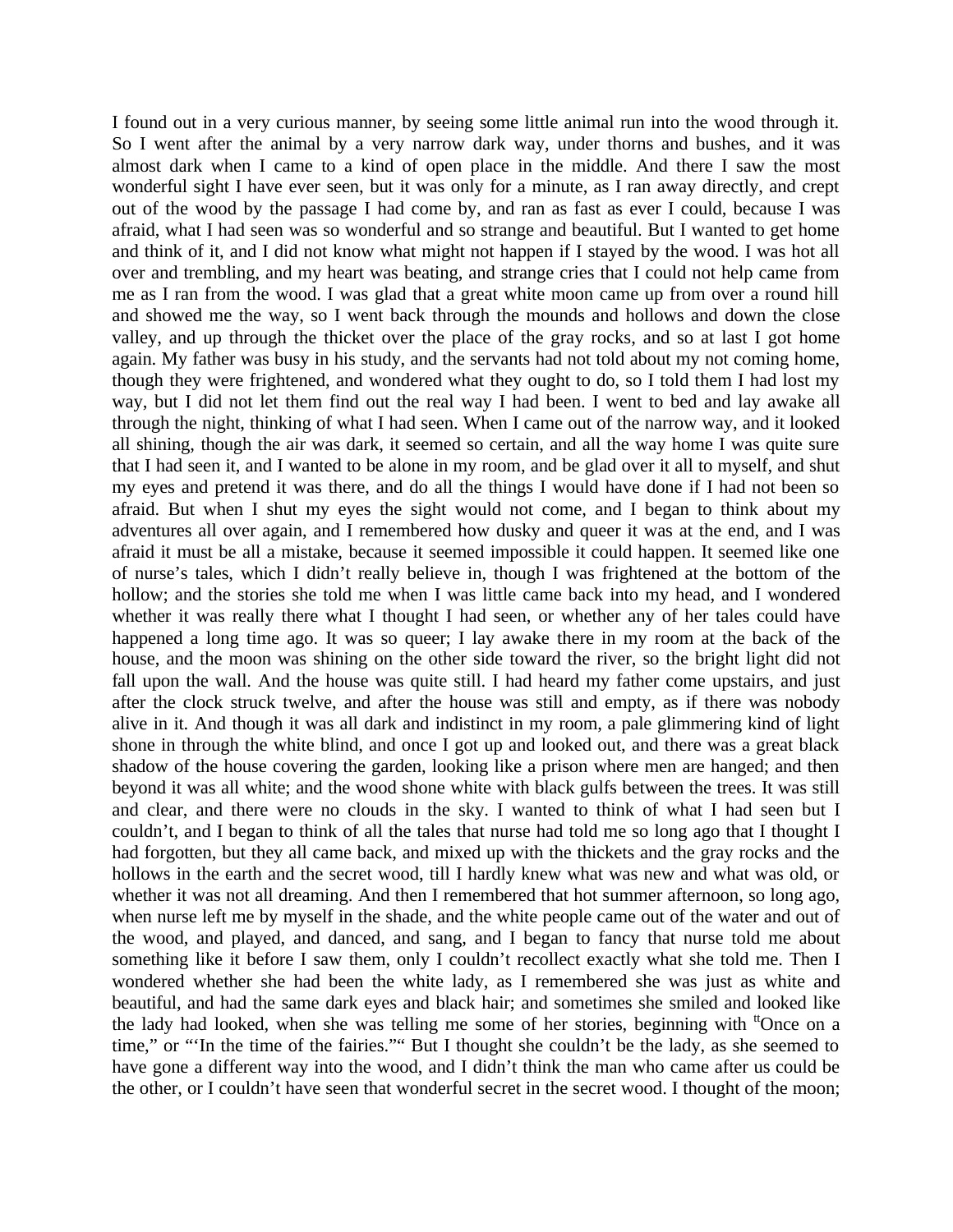I found out in a very curious manner, by seeing some little animal run into the wood through it. So I went after the animal by a very narrow dark way, under thorns and bushes, and it was almost dark when I came to a kind of open place in the middle. And there I saw the most wonderful sight I have ever seen, but it was only for a minute, as I ran away directly, and crept out of the wood by the passage I had come by, and ran as fast as ever I could, because I was afraid, what I had seen was so wonderful and so strange and beautiful. But I wanted to get home and think of it, and I did not know what might not happen if I stayed by the wood. I was hot all over and trembling, and my heart was beating, and strange cries that I could not help came from me as I ran from the wood. I was glad that a great white moon came up from over a round hill and showed me the way, so I went back through the mounds and hollows and down the close valley, and up through the thicket over the place of the gray rocks, and so at last I got home again. My father was busy in his study, and the servants had not told about my not coming home, though they were frightened, and wondered what they ought to do, so I told them I had lost my way, but I did not let them find out the real way I had been. I went to bed and lay awake all through the night, thinking of what I had seen. When I came out of the narrow way, and it looked all shining, though the air was dark, it seemed so certain, and all the way home I was quite sure that I had seen it, and I wanted to be alone in my room, and be glad over it all to myself, and shut my eyes and pretend it was there, and do all the things I would have done if I had not been so afraid. But when I shut my eyes the sight would not come, and I began to think about my adventures all over again, and I remembered how dusky and queer it was at the end, and I was afraid it must be all a mistake, because it seemed impossible it could happen. It seemed like one of nurse's tales, which I didn't really believe in, though I was frightened at the bottom of the hollow; and the stories she told me when I was little came back into my head, and I wondered whether it was really there what I thought I had seen, or whether any of her tales could have happened a long time ago. It was so queer; I lay awake there in my room at the back of the house, and the moon was shining on the other side toward the river, so the bright light did not fall upon the wall. And the house was quite still. I had heard my father come upstairs, and just after the clock struck twelve, and after the house was still and empty, as if there was nobody alive in it. And though it was all dark and indistinct in my room, a pale glimmering kind of light shone in through the white blind, and once I got up and looked out, and there was a great black shadow of the house covering the garden, looking like a prison where men are hanged; and then beyond it was all white; and the wood shone white with black gulfs between the trees. It was still and clear, and there were no clouds in the sky. I wanted to think of what I had seen but I couldn't, and I began to think of all the tales that nurse had told me so long ago that I thought I had forgotten, but they all came back, and mixed up with the thickets and the gray rocks and the hollows in the earth and the secret wood, till I hardly knew what was new and what was old, or whether it was not all dreaming. And then I remembered that hot summer afternoon, so long ago, when nurse left me by myself in the shade, and the white people came out of the water and out of the wood, and played, and danced, and sang, and I began to fancy that nurse told me about something like it before I saw them, only I couldn't recollect exactly what she told me. Then I wondered whether she had been the white lady, as I remembered she was just as white and beautiful, and had the same dark eyes and black hair; and sometimes she smiled and looked like the lady had looked, when she was telling me some of her stories, beginning with "Once on a time," or "'In the time of the fairies.'" But I thought she couldn't be the lady, as she seemed to have gone a different way into the wood, and I didn't think the man who came after us could be the other, or I couldn't have seen that wonderful secret in the secret wood. I thought of the moon;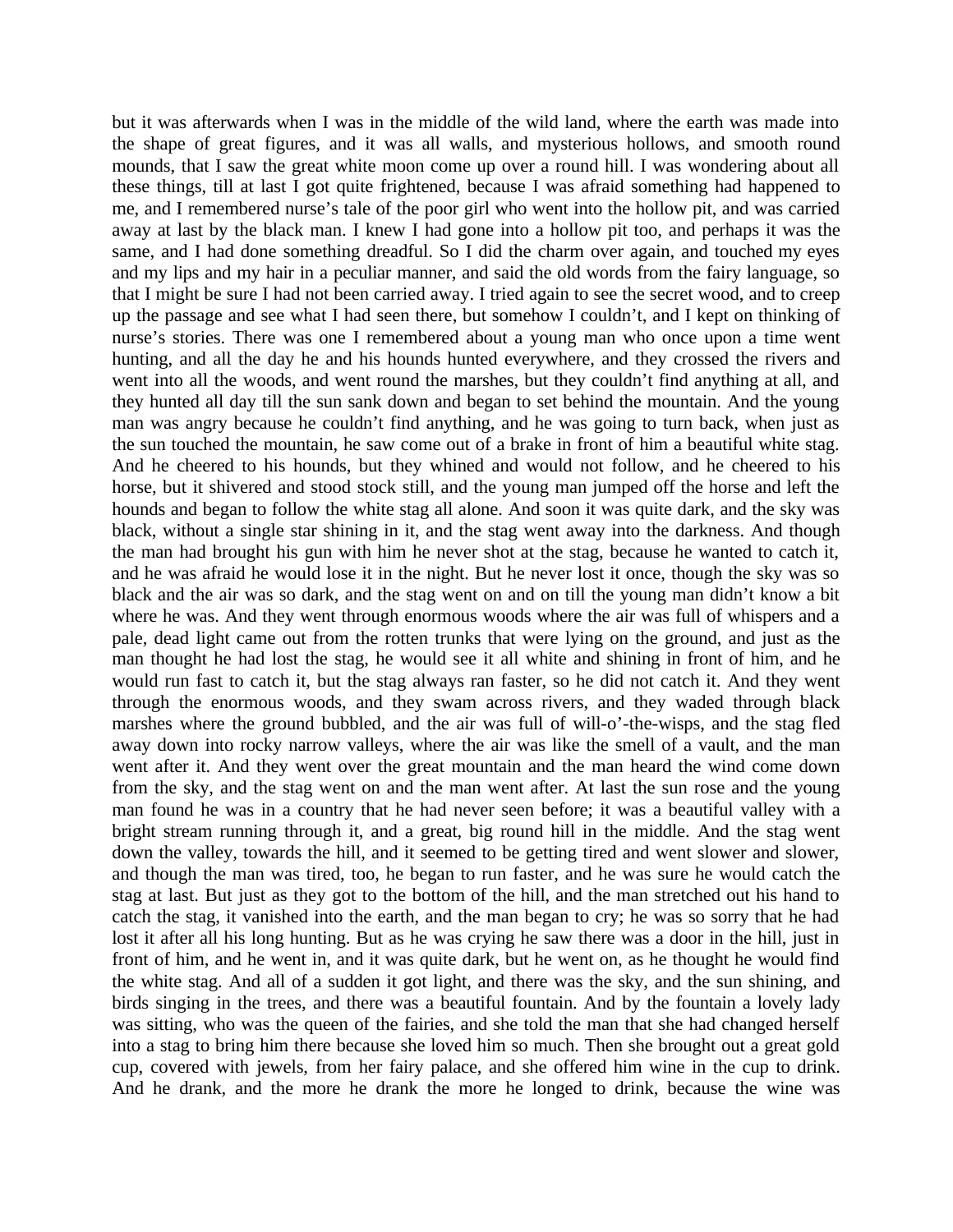but it was afterwards when I was in the middle of the wild land, where the earth was made into the shape of great figures, and it was all walls, and mysterious hollows, and smooth round mounds, that I saw the great white moon come up over a round hill. I was wondering about all these things, till at last I got quite frightened, because I was afraid something had happened to me, and I remembered nurse's tale of the poor girl who went into the hollow pit, and was carried away at last by the black man. I knew I had gone into a hollow pit too, and perhaps it was the same, and I had done something dreadful. So I did the charm over again, and touched my eyes and my lips and my hair in a peculiar manner, and said the old words from the fairy language, so that I might be sure I had not been carried away. I tried again to see the secret wood, and to creep up the passage and see what I had seen there, but somehow I couldn't, and I kept on thinking of nurse's stories. There was one I remembered about a young man who once upon a time went hunting, and all the day he and his hounds hunted everywhere, and they crossed the rivers and went into all the woods, and went round the marshes, but they couldn't find anything at all, and they hunted all day till the sun sank down and began to set behind the mountain. And the young man was angry because he couldn't find anything, and he was going to turn back, when just as the sun touched the mountain, he saw come out of a brake in front of him a beautiful white stag. And he cheered to his hounds, but they whined and would not follow, and he cheered to his horse, but it shivered and stood stock still, and the young man jumped off the horse and left the hounds and began to follow the white stag all alone. And soon it was quite dark, and the sky was black, without a single star shining in it, and the stag went away into the darkness. And though the man had brought his gun with him he never shot at the stag, because he wanted to catch it, and he was afraid he would lose it in the night. But he never lost it once, though the sky was so black and the air was so dark, and the stag went on and on till the young man didn't know a bit where he was. And they went through enormous woods where the air was full of whispers and a pale, dead light came out from the rotten trunks that were lying on the ground, and just as the man thought he had lost the stag, he would see it all white and shining in front of him, and he would run fast to catch it, but the stag always ran faster, so he did not catch it. And they went through the enormous woods, and they swam across rivers, and they waded through black marshes where the ground bubbled, and the air was full of will-o'-the-wisps, and the stag fled away down into rocky narrow valleys, where the air was like the smell of a vault, and the man went after it. And they went over the great mountain and the man heard the wind come down from the sky, and the stag went on and the man went after. At last the sun rose and the young man found he was in a country that he had never seen before; it was a beautiful valley with a bright stream running through it, and a great, big round hill in the middle. And the stag went down the valley, towards the hill, and it seemed to be getting tired and went slower and slower, and though the man was tired, too, he began to run faster, and he was sure he would catch the stag at last. But just as they got to the bottom of the hill, and the man stretched out his hand to catch the stag, it vanished into the earth, and the man began to cry; he was so sorry that he had lost it after all his long hunting. But as he was crying he saw there was a door in the hill, just in front of him, and he went in, and it was quite dark, but he went on, as he thought he would find the white stag. And all of a sudden it got light, and there was the sky, and the sun shining, and birds singing in the trees, and there was a beautiful fountain. And by the fountain a lovely lady was sitting, who was the queen of the fairies, and she told the man that she had changed herself into a stag to bring him there because she loved him so much. Then she brought out a great gold cup, covered with jewels, from her fairy palace, and she offered him wine in the cup to drink. And he drank, and the more he drank the more he longed to drink, because the wine was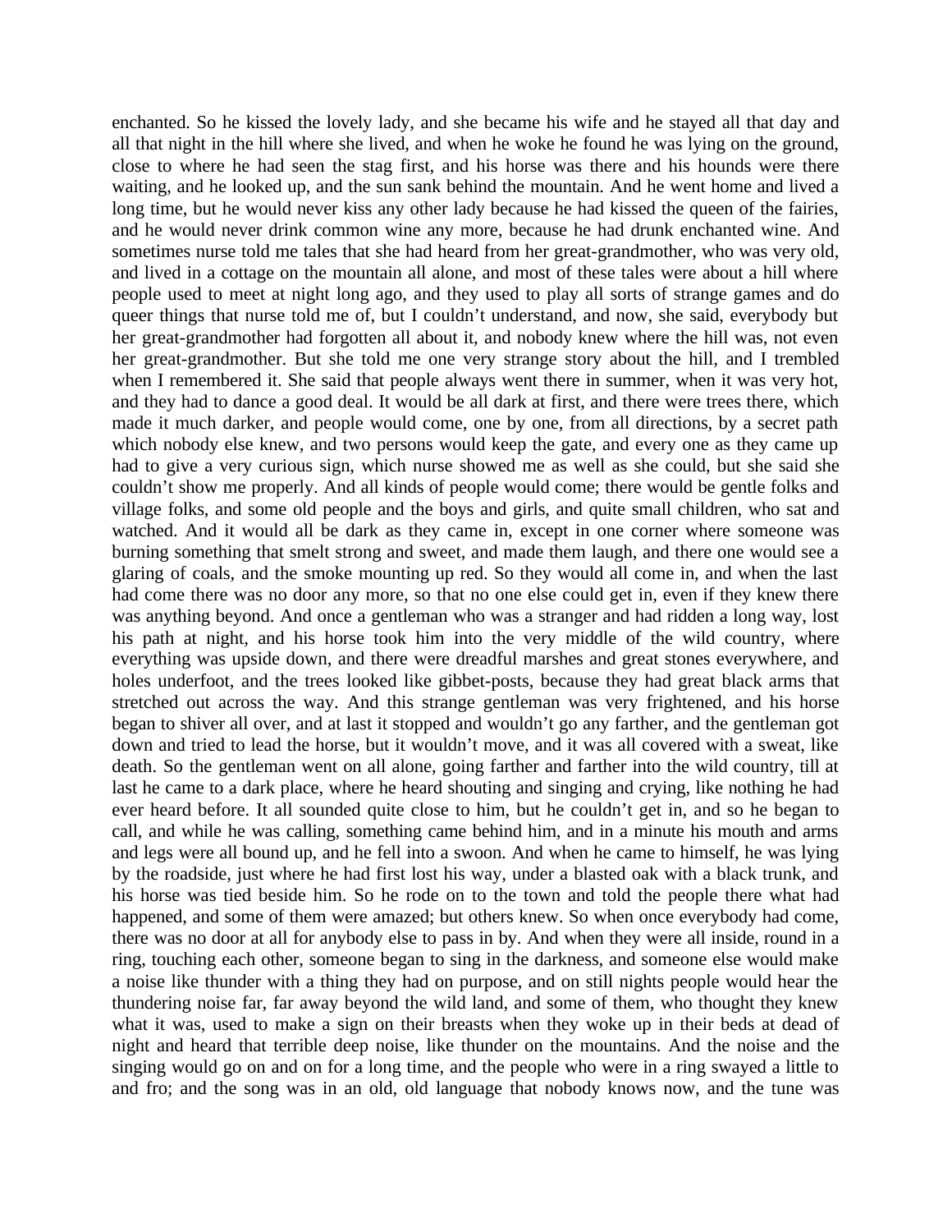enchanted. So he kissed the lovely lady, and she became his wife and he stayed all that day and all that night in the hill where she lived, and when he woke he found he was lying on the ground, close to where he had seen the stag first, and his horse was there and his hounds were there waiting, and he looked up, and the sun sank behind the mountain. And he went home and lived a long time, but he would never kiss any other lady because he had kissed the queen of the fairies, and he would never drink common wine any more, because he had drunk enchanted wine. And sometimes nurse told me tales that she had heard from her great-grandmother, who was very old, and lived in a cottage on the mountain all alone, and most of these tales were about a hill where people used to meet at night long ago, and they used to play all sorts of strange games and do queer things that nurse told me of, but I couldn't understand, and now, she said, everybody but her great-grandmother had forgotten all about it, and nobody knew where the hill was, not even her great-grandmother. But she told me one very strange story about the hill, and I trembled when I remembered it. She said that people always went there in summer, when it was very hot, and they had to dance a good deal. It would be all dark at first, and there were trees there, which made it much darker, and people would come, one by one, from all directions, by a secret path which nobody else knew, and two persons would keep the gate, and every one as they came up had to give a very curious sign, which nurse showed me as well as she could, but she said she couldn't show me properly. And all kinds of people would come; there would be gentle folks and village folks, and some old people and the boys and girls, and quite small children, who sat and watched. And it would all be dark as they came in, except in one corner where someone was burning something that smelt strong and sweet, and made them laugh, and there one would see a glaring of coals, and the smoke mounting up red. So they would all come in, and when the last had come there was no door any more, so that no one else could get in, even if they knew there was anything beyond. And once a gentleman who was a stranger and had ridden a long way, lost his path at night, and his horse took him into the very middle of the wild country, where everything was upside down, and there were dreadful marshes and great stones everywhere, and holes underfoot, and the trees looked like gibbet-posts, because they had great black arms that stretched out across the way. And this strange gentleman was very frightened, and his horse began to shiver all over, and at last it stopped and wouldn't go any farther, and the gentleman got down and tried to lead the horse, but it wouldn't move, and it was all covered with a sweat, like death. So the gentleman went on all alone, going farther and farther into the wild country, till at last he came to a dark place, where he heard shouting and singing and crying, like nothing he had ever heard before. It all sounded quite close to him, but he couldn't get in, and so he began to call, and while he was calling, something came behind him, and in a minute his mouth and arms and legs were all bound up, and he fell into a swoon. And when he came to himself, he was lying by the roadside, just where he had first lost his way, under a blasted oak with a black trunk, and his horse was tied beside him. So he rode on to the town and told the people there what had happened, and some of them were amazed; but others knew. So when once everybody had come, there was no door at all for anybody else to pass in by. And when they were all inside, round in a ring, touching each other, someone began to sing in the darkness, and someone else would make a noise like thunder with a thing they had on purpose, and on still nights people would hear the thundering noise far, far away beyond the wild land, and some of them, who thought they knew what it was, used to make a sign on their breasts when they woke up in their beds at dead of night and heard that terrible deep noise, like thunder on the mountains. And the noise and the singing would go on and on for a long time, and the people who were in a ring swayed a little to and fro; and the song was in an old, old language that nobody knows now, and the tune was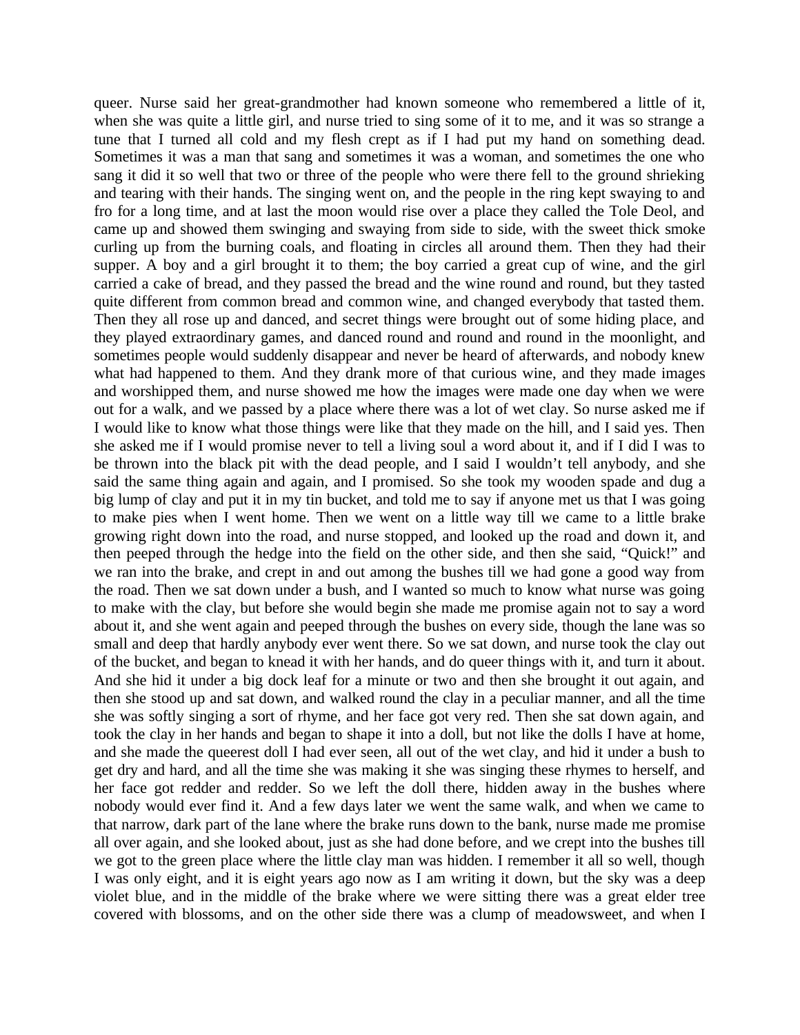queer. Nurse said her great-grandmother had known someone who remembered a little of it, when she was quite a little girl, and nurse tried to sing some of it to me, and it was so strange a tune that I turned all cold and my flesh crept as if I had put my hand on something dead. Sometimes it was a man that sang and sometimes it was a woman, and sometimes the one who sang it did it so well that two or three of the people who were there fell to the ground shrieking and tearing with their hands. The singing went on, and the people in the ring kept swaying to and fro for a long time, and at last the moon would rise over a place they called the Tole Deol, and came up and showed them swinging and swaying from side to side, with the sweet thick smoke curling up from the burning coals, and floating in circles all around them. Then they had their supper. A boy and a girl brought it to them; the boy carried a great cup of wine, and the girl carried a cake of bread, and they passed the bread and the wine round and round, but they tasted quite different from common bread and common wine, and changed everybody that tasted them. Then they all rose up and danced, and secret things were brought out of some hiding place, and they played extraordinary games, and danced round and round and round in the moonlight, and sometimes people would suddenly disappear and never be heard of afterwards, and nobody knew what had happened to them. And they drank more of that curious wine, and they made images and worshipped them, and nurse showed me how the images were made one day when we were out for a walk, and we passed by a place where there was a lot of wet clay. So nurse asked me if I would like to know what those things were like that they made on the hill, and I said yes. Then she asked me if I would promise never to tell a living soul a word about it, and if I did I was to be thrown into the black pit with the dead people, and I said I wouldn't tell anybody, and she said the same thing again and again, and I promised. So she took my wooden spade and dug a big lump of clay and put it in my tin bucket, and told me to say if anyone met us that I was going to make pies when I went home. Then we went on a little way till we came to a little brake growing right down into the road, and nurse stopped, and looked up the road and down it, and then peeped through the hedge into the field on the other side, and then she said, "Quick!" and we ran into the brake, and crept in and out among the bushes till we had gone a good way from the road. Then we sat down under a bush, and I wanted so much to know what nurse was going to make with the clay, but before she would begin she made me promise again not to say a word about it, and she went again and peeped through the bushes on every side, though the lane was so small and deep that hardly anybody ever went there. So we sat down, and nurse took the clay out of the bucket, and began to knead it with her hands, and do queer things with it, and turn it about. And she hid it under a big dock leaf for a minute or two and then she brought it out again, and then she stood up and sat down, and walked round the clay in a peculiar manner, and all the time she was softly singing a sort of rhyme, and her face got very red. Then she sat down again, and took the clay in her hands and began to shape it into a doll, but not like the dolls I have at home, and she made the queerest doll I had ever seen, all out of the wet clay, and hid it under a bush to get dry and hard, and all the time she was making it she was singing these rhymes to herself, and her face got redder and redder. So we left the doll there, hidden away in the bushes where nobody would ever find it. And a few days later we went the same walk, and when we came to that narrow, dark part of the lane where the brake runs down to the bank, nurse made me promise all over again, and she looked about, just as she had done before, and we crept into the bushes till we got to the green place where the little clay man was hidden. I remember it all so well, though I was only eight, and it is eight years ago now as I am writing it down, but the sky was a deep violet blue, and in the middle of the brake where we were sitting there was a great elder tree covered with blossoms, and on the other side there was a clump of meadowsweet, and when I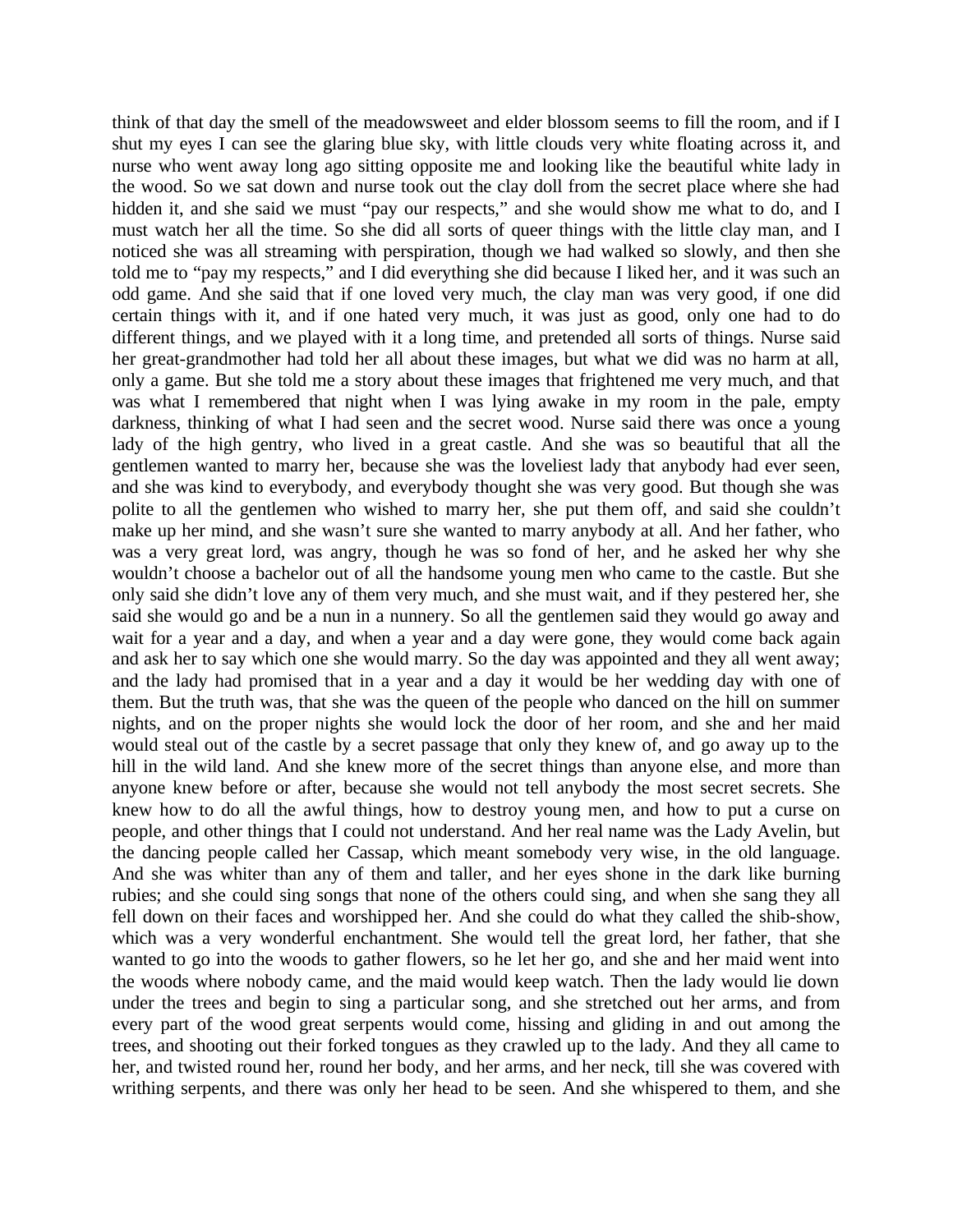think of that day the smell of the meadowsweet and elder blossom seems to fill the room, and if I shut my eyes I can see the glaring blue sky, with little clouds very white floating across it, and nurse who went away long ago sitting opposite me and looking like the beautiful white lady in the wood. So we sat down and nurse took out the clay doll from the secret place where she had hidden it, and she said we must "pay our respects," and she would show me what to do, and I must watch her all the time. So she did all sorts of queer things with the little clay man, and I noticed she was all streaming with perspiration, though we had walked so slowly, and then she told me to "pay my respects," and I did everything she did because I liked her, and it was such an odd game. And she said that if one loved very much, the clay man was very good, if one did certain things with it, and if one hated very much, it was just as good, only one had to do different things, and we played with it a long time, and pretended all sorts of things. Nurse said her great-grandmother had told her all about these images, but what we did was no harm at all, only a game. But she told me a story about these images that frightened me very much, and that was what I remembered that night when I was lying awake in my room in the pale, empty darkness, thinking of what I had seen and the secret wood. Nurse said there was once a young lady of the high gentry, who lived in a great castle. And she was so beautiful that all the gentlemen wanted to marry her, because she was the loveliest lady that anybody had ever seen, and she was kind to everybody, and everybody thought she was very good. But though she was polite to all the gentlemen who wished to marry her, she put them off, and said she couldn't make up her mind, and she wasn't sure she wanted to marry anybody at all. And her father, who was a very great lord, was angry, though he was so fond of her, and he asked her why she wouldn't choose a bachelor out of all the handsome young men who came to the castle. But she only said she didn't love any of them very much, and she must wait, and if they pestered her, she said she would go and be a nun in a nunnery. So all the gentlemen said they would go away and wait for a year and a day, and when a year and a day were gone, they would come back again and ask her to say which one she would marry. So the day was appointed and they all went away; and the lady had promised that in a year and a day it would be her wedding day with one of them. But the truth was, that she was the queen of the people who danced on the hill on summer nights, and on the proper nights she would lock the door of her room, and she and her maid would steal out of the castle by a secret passage that only they knew of, and go away up to the hill in the wild land. And she knew more of the secret things than anyone else, and more than anyone knew before or after, because she would not tell anybody the most secret secrets. She knew how to do all the awful things, how to destroy young men, and how to put a curse on people, and other things that I could not understand. And her real name was the Lady Avelin, but the dancing people called her Cassap, which meant somebody very wise, in the old language. And she was whiter than any of them and taller, and her eyes shone in the dark like burning rubies; and she could sing songs that none of the others could sing, and when she sang they all fell down on their faces and worshipped her. And she could do what they called the shib-show, which was a very wonderful enchantment. She would tell the great lord, her father, that she wanted to go into the woods to gather flowers, so he let her go, and she and her maid went into the woods where nobody came, and the maid would keep watch. Then the lady would lie down under the trees and begin to sing a particular song, and she stretched out her arms, and from every part of the wood great serpents would come, hissing and gliding in and out among the trees, and shooting out their forked tongues as they crawled up to the lady. And they all came to her, and twisted round her, round her body, and her arms, and her neck, till she was covered with writhing serpents, and there was only her head to be seen. And she whispered to them, and she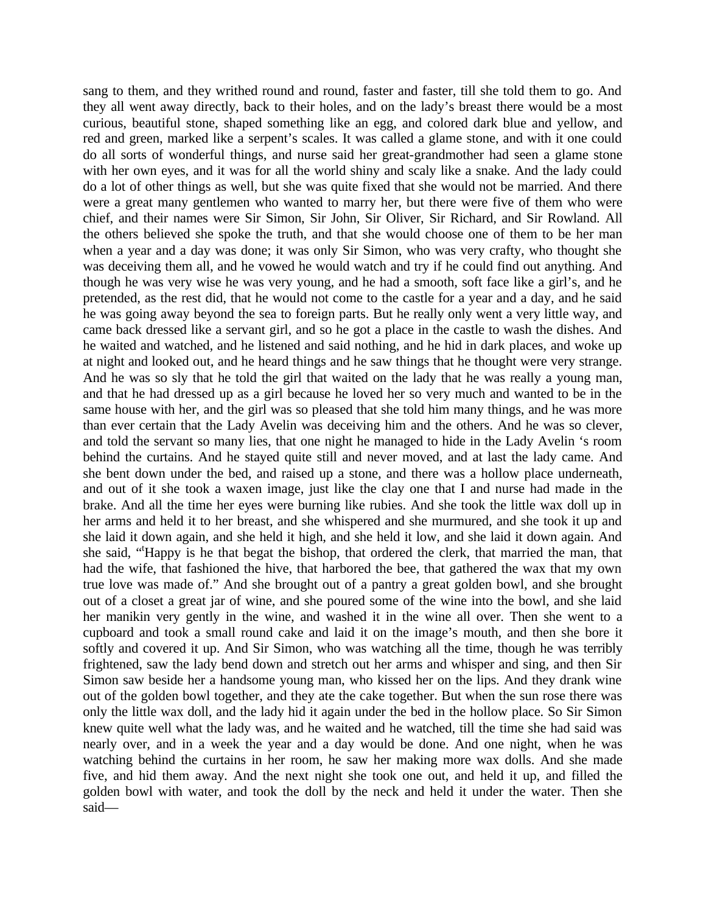sang to them, and they writhed round and round, faster and faster, till she told them to go. And they all went away directly, back to their holes, and on the lady's breast there would be a most curious, beautiful stone, shaped something like an egg, and colored dark blue and yellow, and red and green, marked like a serpent's scales. It was called a glame stone, and with it one could do all sorts of wonderful things, and nurse said her great-grandmother had seen a glame stone with her own eyes, and it was for all the world shiny and scaly like a snake. And the lady could do a lot of other things as well, but she was quite fixed that she would not be married. And there were a great many gentlemen who wanted to marry her, but there were five of them who were chief, and their names were Sir Simon, Sir John, Sir Oliver, Sir Richard, and Sir Rowland. All the others believed she spoke the truth, and that she would choose one of them to be her man when a year and a day was done; it was only Sir Simon, who was very crafty, who thought she was deceiving them all, and he vowed he would watch and try if he could find out anything. And though he was very wise he was very young, and he had a smooth, soft face like a girl's, and he pretended, as the rest did, that he would not come to the castle for a year and a day, and he said he was going away beyond the sea to foreign parts. But he really only went a very little way, and came back dressed like a servant girl, and so he got a place in the castle to wash the dishes. And he waited and watched, and he listened and said nothing, and he hid in dark places, and woke up at night and looked out, and he heard things and he saw things that he thought were very strange. And he was so sly that he told the girl that waited on the lady that he was really a young man, and that he had dressed up as a girl because he loved her so very much and wanted to be in the same house with her, and the girl was so pleased that she told him many things, and he was more than ever certain that the Lady Avelin was deceiving him and the others. And he was so clever, and told the servant so many lies, that one night he managed to hide in the Lady Avelin 's room behind the curtains. And he stayed quite still and never moved, and at last the lady came. And she bent down under the bed, and raised up a stone, and there was a hollow place underneath, and out of it she took a waxen image, just like the clay one that I and nurse had made in the brake. And all the time her eyes were burning like rubies. And she took the little wax doll up in her arms and held it to her breast, and she whispered and she murmured, and she took it up and she laid it down again, and she held it high, and she held it low, and she laid it down again. And she said, "'Happy is he that begat the bishop, that ordered the clerk, that married the man, that had the wife, that fashioned the hive, that harbored the bee, that gathered the wax that my own true love was made of." And she brought out of a pantry a great golden bowl, and she brought out of a closet a great jar of wine, and she poured some of the wine into the bowl, and she laid her manikin very gently in the wine, and washed it in the wine all over. Then she went to a cupboard and took a small round cake and laid it on the image's mouth, and then she bore it softly and covered it up. And Sir Simon, who was watching all the time, though he was terribly frightened, saw the lady bend down and stretch out her arms and whisper and sing, and then Sir Simon saw beside her a handsome young man, who kissed her on the lips. And they drank wine out of the golden bowl together, and they ate the cake together. But when the sun rose there was only the little wax doll, and the lady hid it again under the bed in the hollow place. So Sir Simon knew quite well what the lady was, and he waited and he watched, till the time she had said was nearly over, and in a week the year and a day would be done. And one night, when he was watching behind the curtains in her room, he saw her making more wax dolls. And she made five, and hid them away. And the next night she took one out, and held it up, and filled the golden bowl with water, and took the doll by the neck and held it under the water. Then she said—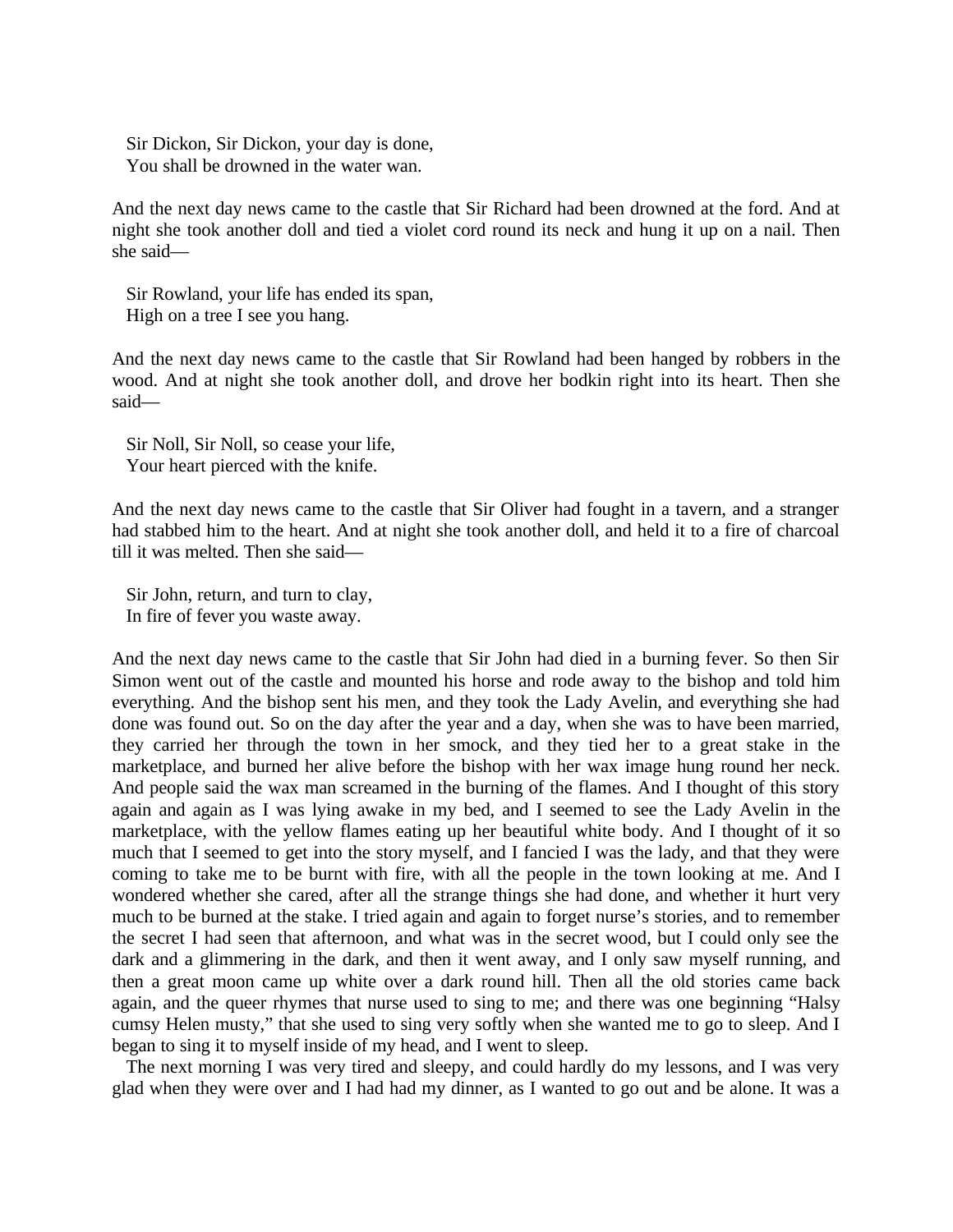Sir Dickon, Sir Dickon, your day is done,  
You shall be drowned in the water wan.

And the next day news came to the castle that Sir Richard had been drowned at the ford. And at night she took another doll and tied a violet cord round its neck and hung it up on a nail. Then she said—

Sir Rowland, your life has ended its span,  
High on a tree I see you hang.

And the next day news came to the castle that Sir Rowland had been hanged by robbers in the wood. And at night she took another doll, and drove her bodkin right into its heart. Then she said—

Sir Noll, Sir Noll, so cease your life,  
Your heart pierced with the knife.

And the next day news came to the castle that Sir Oliver had fought in a tavern, and a stranger had stabbed him to the heart. And at night she took another doll, and held it to a fire of charcoal till it was melted. Then she said—

Sir John, return, and turn to clay,  
In fire of fever you waste away.

And the next day news came to the castle that Sir John had died in a burning fever. So then Sir Simon went out of the castle and mounted his horse and rode away to the bishop and told him everything. And the bishop sent his men, and they took the Lady Avelin, and everything she had done was found out. So on the day after the year and a day, when she was to have been married, they carried her through the town in her smock, and they tied her to a great stake in the marketplace, and burned her alive before the bishop with her wax image hung round her neck. And people said the wax man screamed in the burning of the flames. And I thought of this story again and again as I was lying awake in my bed, and I seemed to see the Lady Avelin in the marketplace, with the yellow flames eating up her beautiful white body. And I thought of it so much that I seemed to get into the story myself, and I fancied I was the lady, and that they were coming to take me to be burnt with fire, with all the people in the town looking at me. And I wondered whether she cared, after all the strange things she had done, and whether it hurt very much to be burned at the stake. I tried again and again to forget nurse's stories, and to remember the secret I had seen that afternoon, and what was in the secret wood, but I could only see the dark and a glimmering in the dark, and then it went away, and I only saw myself running, and then a great moon came up white over a dark round hill. Then all the old stories came back again, and the queer rhymes that nurse used to sing to me; and there was one beginning "Halsy cumsy Helen musty," that she used to sing very softly when she wanted me to go to sleep. And I began to sing it to myself inside of my head, and I went to sleep.

The next morning I was very tired and sleepy, and could hardly do my lessons, and I was very glad when they were over and I had had my dinner, as I wanted to go out and be alone. It was a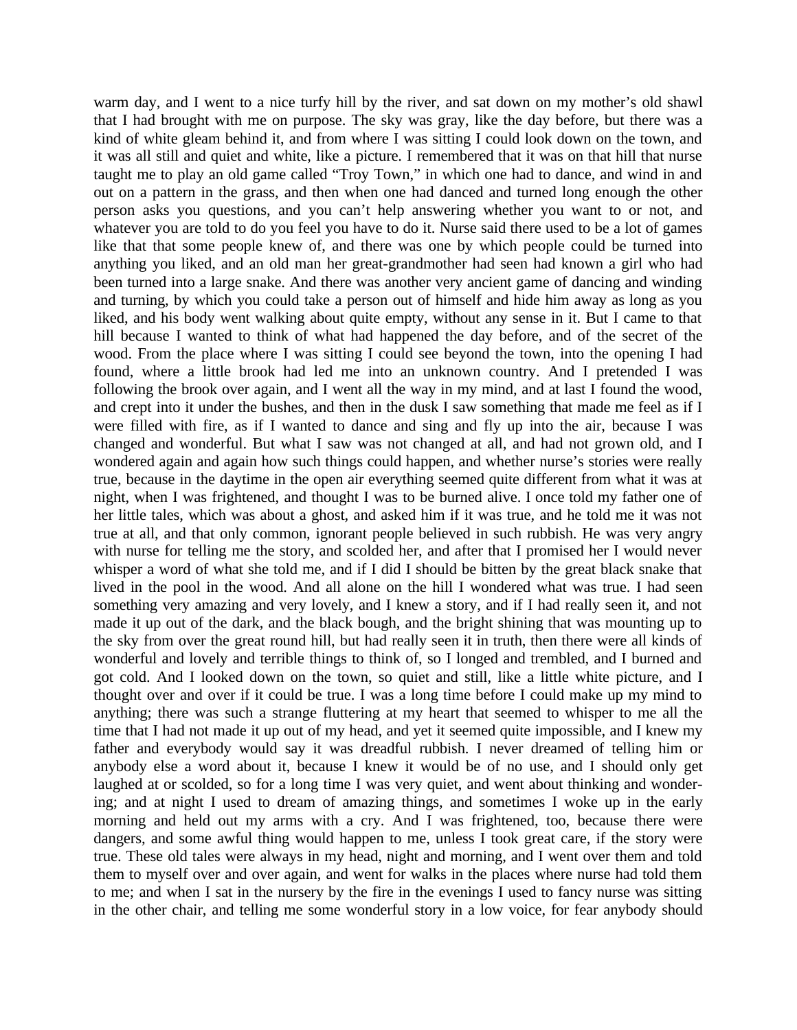warm day, and I went to a nice turfy hill by the river, and sat down on my mother's old shawl that I had brought with me on purpose. The sky was gray, like the day before, but there was a kind of white gleam behind it, and from where I was sitting I could look down on the town, and it was all still and quiet and white, like a picture. I remembered that it was on that hill that nurse taught me to play an old game called "Troy Town," in which one had to dance, and wind in and out on a pattern in the grass, and then when one had danced and turned long enough the other person asks you questions, and you can't help answering whether you want to or not, and whatever you are told to do you feel you have to do it. Nurse said there used to be a lot of games like that that some people knew of, and there was one by which people could be turned into anything you liked, and an old man her great-grandmother had seen had known a girl who had been turned into a large snake. And there was another very ancient game of dancing and winding and turning, by which you could take a person out of himself and hide him away as long as you liked, and his body went walking about quite empty, without any sense in it. But I came to that hill because I wanted to think of what had happened the day before, and of the secret of the wood. From the place where I was sitting I could see beyond the town, into the opening I had found, where a little brook had led me into an unknown country. And I pretended I was following the brook over again, and I went all the way in my mind, and at last I found the wood, and crept into it under the bushes, and then in the dusk I saw something that made me feel as if I were filled with fire, as if I wanted to dance and sing and fly up into the air, because I was changed and wonderful. But what I saw was not changed at all, and had not grown old, and I wondered again and again how such things could happen, and whether nurse's stories were really true, because in the daytime in the open air everything seemed quite different from what it was at night, when I was frightened, and thought I was to be burned alive. I once told my father one of her little tales, which was about a ghost, and asked him if it was true, and he told me it was not true at all, and that only common, ignorant people believed in such rubbish. He was very angry with nurse for telling me the story, and scolded her, and after that I promised her I would never whisper a word of what she told me, and if I did I should be bitten by the great black snake that lived in the pool in the wood. And all alone on the hill I wondered what was true. I had seen something very amazing and very lovely, and I knew a story, and if I had really seen it, and not made it up out of the dark, and the black bough, and the bright shining that was mounting up to the sky from over the great round hill, but had really seen it in truth, then there were all kinds of wonderful and lovely and terrible things to think of, so I longed and trembled, and I burned and got cold. And I looked down on the town, so quiet and still, like a little white picture, and I thought over and over if it could be true. I was a long time before I could make up my mind to anything; there was such a strange fluttering at my heart that seemed to whisper to me all the time that I had not made it up out of my head, and yet it seemed quite impossible, and I knew my father and everybody would say it was dreadful rubbish. I never dreamed of telling him or anybody else a word about it, because I knew it would be of no use, and I should only get laughed at or scolded, so for a long time I was very quiet, and went about thinking and wondering; and at night I used to dream of amazing things, and sometimes I woke up in the early morning and held out my arms with a cry. And I was frightened, too, because there were dangers, and some awful thing would happen to me, unless I took great care, if the story were true. These old tales were always in my head, night and morning, and I went over them and told them to myself over and over again, and went for walks in the places where nurse had told them to me; and when I sat in the nursery by the fire in the evenings I used to fancy nurse was sitting in the other chair, and telling me some wonderful story in a low voice, for fear anybody should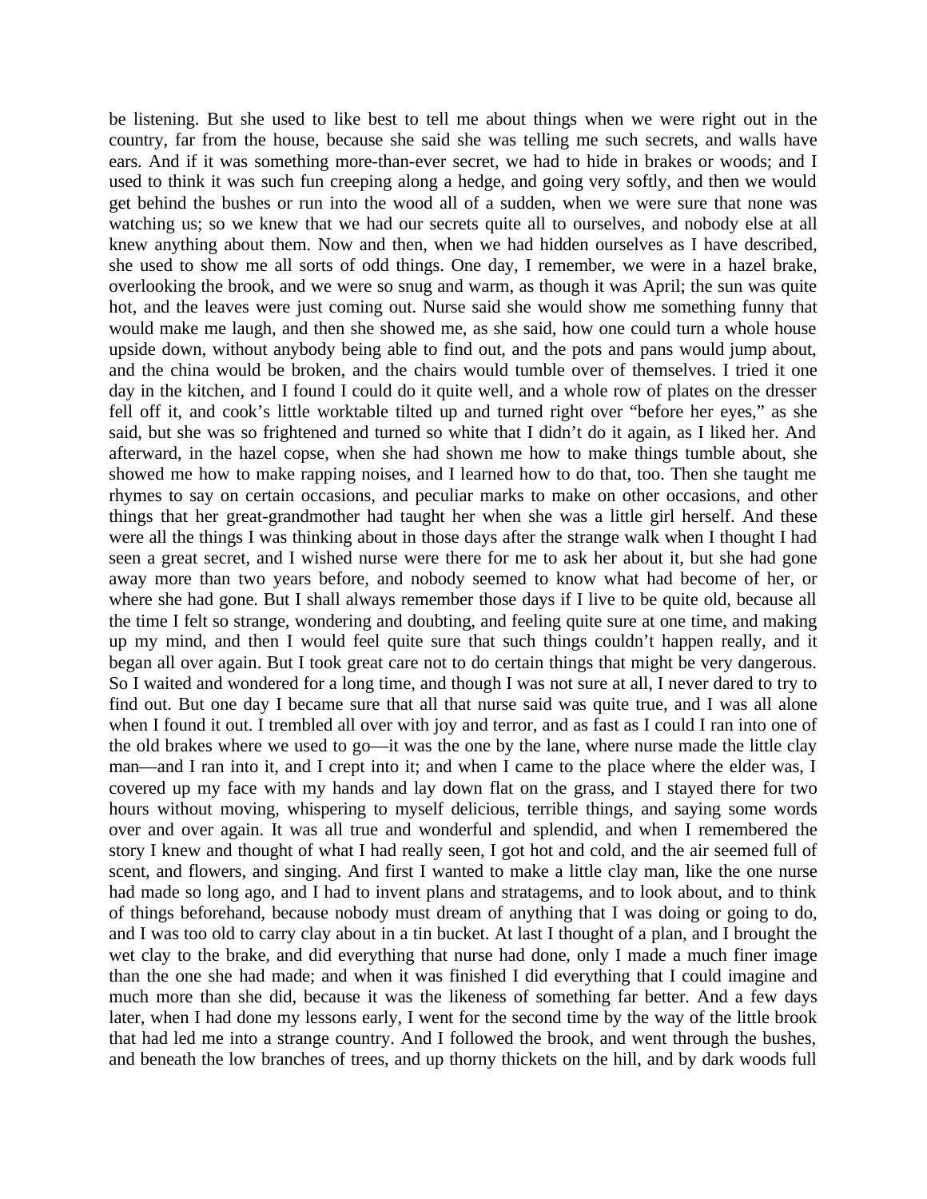be listening. But she used to like best to tell me about things when we were right out in the country, far from the house, because she said she was telling me such secrets, and walls have ears. And if it was something more-than-ever secret, we had to hide in brakes or woods; and I used to think it was such fun creeping along a hedge, and going very softly, and then we would get behind the bushes or run into the wood all of a sudden, when we were sure that none was watching us; so we knew that we had our secrets quite all to ourselves, and nobody else at all knew anything about them. Now and then, when we had hidden ourselves as I have described, she used to show me all sorts of odd things. One day, I remember, we were in a hazel brake, overlooking the brook, and we were so snug and warm, as though it was April; the sun was quite hot, and the leaves were just coming out. Nurse said she would show me something funny that would make me laugh, and then she showed me, as she said, how one could turn a whole house upside down, without anybody being able to find out, and the pots and pans would jump about, and the china would be broken, and the chairs would tumble over of themselves. I tried it one day in the kitchen, and I found I could do it quite well, and a whole row of plates on the dresser fell off it, and cook's little worktable tilted up and turned right over "before her eyes," as she said, but she was so frightened and turned so white that I didn't do it again, as I liked her. And afterward, in the hazel copse, when she had shown me how to make things tumble about, she showed me how to make rapping noises, and I learned how to do that, too. Then she taught me rhymes to say on certain occasions, and peculiar marks to make on other occasions, and other things that her great-grandmother had taught her when she was a little girl herself. And these were all the things I was thinking about in those days after the strange walk when I thought I had seen a great secret, and I wished nurse were there for me to ask her about it, but she had gone away more than two years before, and nobody seemed to know what had become of her, or where she had gone. But I shall always remember those days if I live to be quite old, because all the time I felt so strange, wondering and doubting, and feeling quite sure at one time, and making up my mind, and then I would feel quite sure that such things couldn't happen really, and it began all over again. But I took great care not to do certain things that might be very dangerous. So I waited and wondered for a long time, and though I was not sure at all, I never dared to try to find out. But one day I became sure that all that nurse said was quite true, and I was all alone when I found it out. I trembled all over with joy and terror, and as fast as I could I ran into one of the old brakes where we used to go—it was the one by the lane, where nurse made the little clay man—and I ran into it, and I crept into it; and when I came to the place where the elder was, I covered up my face with my hands and lay down flat on the grass, and I stayed there for two hours without moving, whispering to myself delicious, terrible things, and saying some words over and over again. It was all true and wonderful and splendid, and when I remembered the story I knew and thought of what I had really seen, I got hot and cold, and the air seemed full of scent, and flowers, and singing. And first I wanted to make a little clay man, like the one nurse had made so long ago, and I had to invent plans and stratagems, and to look about, and to think of things beforehand, because nobody must dream of anything that I was doing or going to do, and I was too old to carry clay about in a tin bucket. At last I thought of a plan, and I brought the wet clay to the brake, and did everything that nurse had done, only I made a much finer image than the one she had made; and when it was finished I did everything that I could imagine and much more than she did, because it was the likeness of something far better. And a few days later, when I had done my lessons early, I went for the second time by the way of the little brook that had led me into a strange country. And I followed the brook, and went through the bushes, and beneath the low branches of trees, and up thorny thickets on the hill, and by dark woods full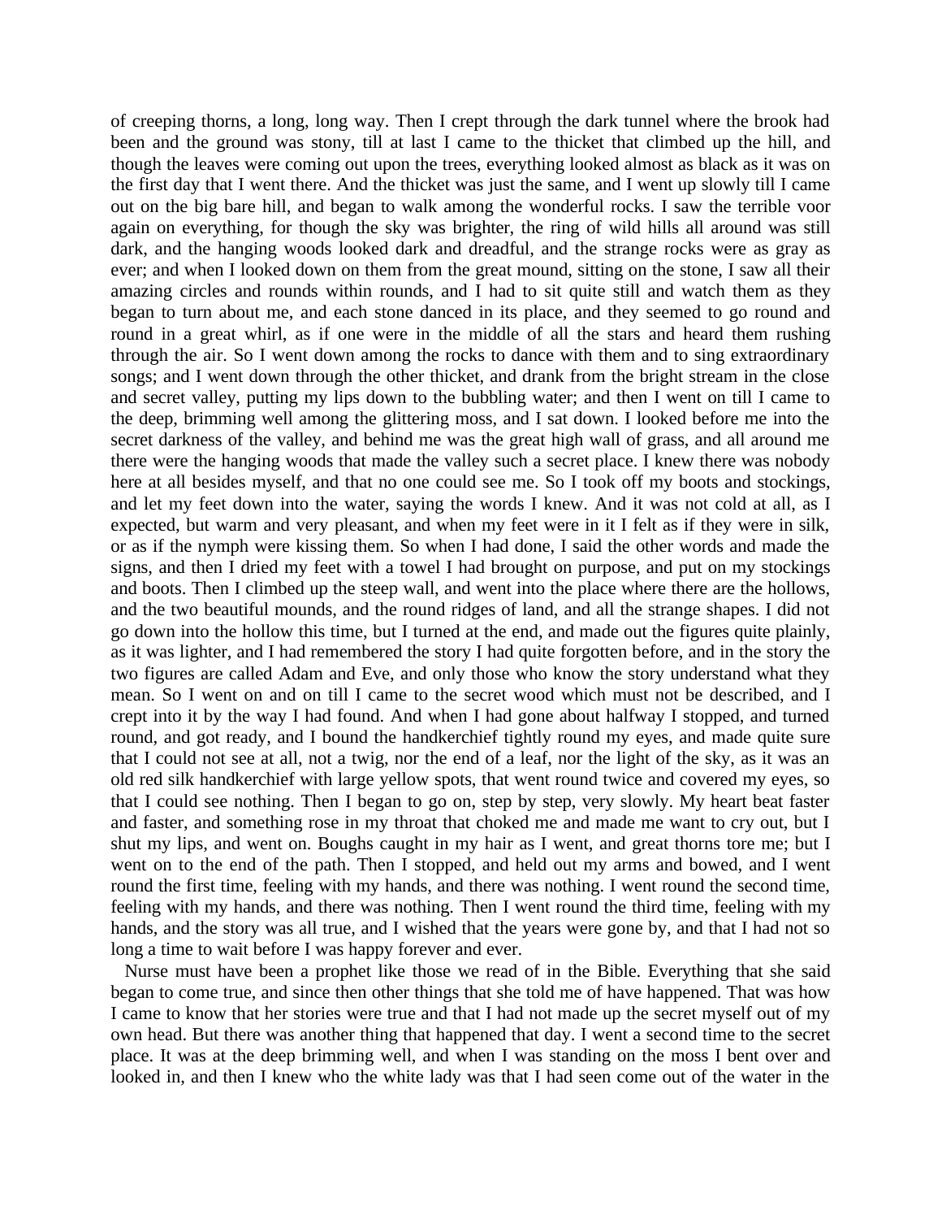of creeping thorns, a long, long way. Then I crept through the dark tunnel where the brook had been and the ground was stony, till at last I came to the thicket that climbed up the hill, and though the leaves were coming out upon the trees, everything looked almost as black as it was on the first day that I went there. And the thicket was just the same, and I went up slowly till I came out on the big bare hill, and began to walk among the wonderful rocks. I saw the terrible voor again on everything, for though the sky was brighter, the ring of wild hills all around was still dark, and the hanging woods looked dark and dreadful, and the strange rocks were as gray as ever; and when I looked down on them from the great mound, sitting on the stone, I saw all their amazing circles and rounds within rounds, and I had to sit quite still and watch them as they began to turn about me, and each stone danced in its place, and they seemed to go round and round in a great whirl, as if one were in the middle of all the stars and heard them rushing through the air. So I went down among the rocks to dance with them and to sing extraordinary songs; and I went down through the other thicket, and drank from the bright stream in the close and secret valley, putting my lips down to the bubbling water; and then I went on till I came to the deep, brimming well among the glittering moss, and I sat down. I looked before me into the secret darkness of the valley, and behind me was the great high wall of grass, and all around me there were the hanging woods that made the valley such a secret place. I knew there was nobody here at all besides myself, and that no one could see me. So I took off my boots and stockings, and let my feet down into the water, saying the words I knew. And it was not cold at all, as I expected, but warm and very pleasant, and when my feet were in it I felt as if they were in silk, or as if the nymph were kissing them. So when I had done, I said the other words and made the signs, and then I dried my feet with a towel I had brought on purpose, and put on my stockings and boots. Then I climbed up the steep wall, and went into the place where there are the hollows, and the two beautiful mounds, and the round ridges of land, and all the strange shapes. I did not go down into the hollow this time, but I turned at the end, and made out the figures quite plainly, as it was lighter, and I had remembered the story I had quite forgotten before, and in the story the two figures are called Adam and Eve, and only those who know the story understand what they mean. So I went on and on till I came to the secret wood which must not be described, and I crept into it by the way I had found. And when I had gone about halfway I stopped, and turned round, and got ready, and I bound the handkerchief tightly round my eyes, and made quite sure that I could not see at all, not a twig, nor the end of a leaf, nor the light of the sky, as it was an old red silk handkerchief with large yellow spots, that went round twice and covered my eyes, so that I could see nothing. Then I began to go on, step by step, very slowly. My heart beat faster and faster, and something rose in my throat that choked me and made me want to cry out, but I shut my lips, and went on. Boughs caught in my hair as I went, and great thorns tore me; but I went on to the end of the path. Then I stopped, and held out my arms and bowed, and I went round the first time, feeling with my hands, and there was nothing. I went round the second time, feeling with my hands, and there was nothing. Then I went round the third time, feeling with my hands, and the story was all true, and I wished that the years were gone by, and that I had not so long a time to wait before I was happy forever and ever.

Nurse must have been a prophet like those we read of in the Bible. Everything that she said began to come true, and since then other things that she told me of have happened. That was how I came to know that her stories were true and that I had not made up the secret myself out of my own head. But there was another thing that happened that day. I went a second time to the secret place. It was at the deep brimming well, and when I was standing on the moss I bent over and looked in, and then I knew who the white lady was that I had seen come out of the water in the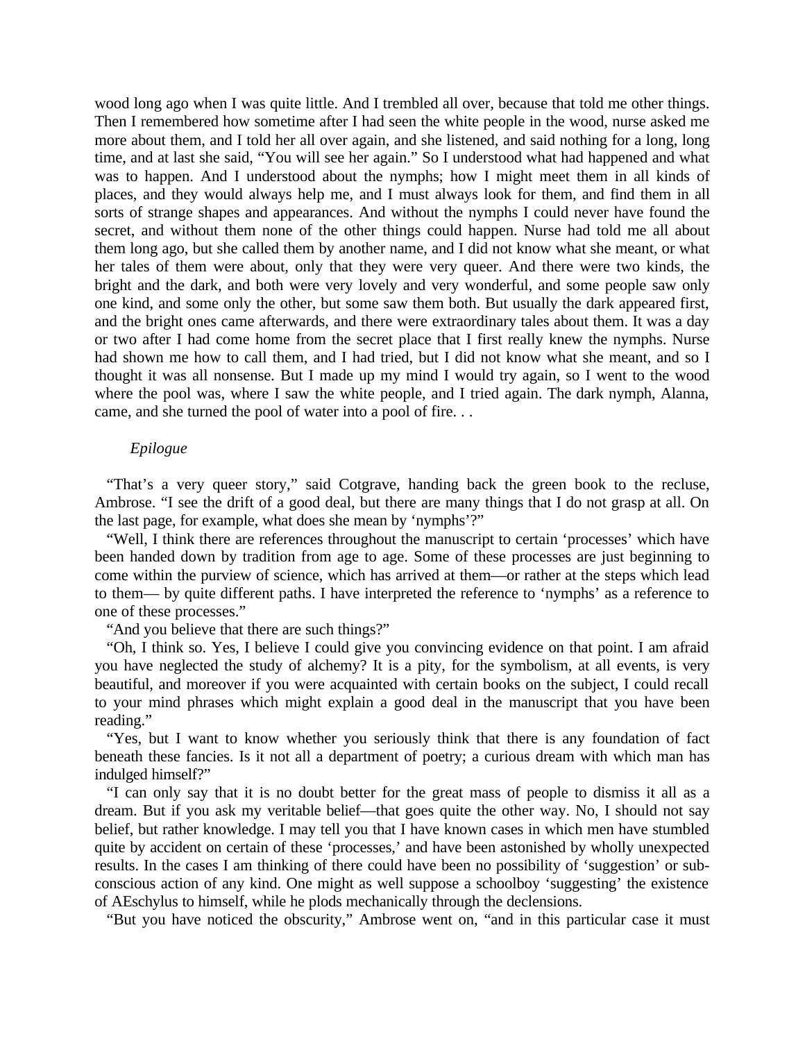wood long ago when I was quite little. And I trembled all over, because that told me other things. Then I remembered how sometime after I had seen the white people in the wood, nurse asked me more about them, and I told her all over again, and she listened, and said nothing for a long, long time, and at last she said, "You will see her again." So I understood what had happened and what was to happen. And I understood about the nymphs; how I might meet them in all kinds of places, and they would always help me, and I must always look for them, and find them in all sorts of strange shapes and appearances. And without the nymphs I could never have found the secret, and without them none of the other things could happen. Nurse had told me all about them long ago, but she called them by another name, and I did not know what she meant, or what her tales of them were about, only that they were very queer. And there were two kinds, the bright and the dark, and both were very lovely and very wonderful, and some people saw only one kind, and some only the other, but some saw them both. But usually the dark appeared first, and the bright ones came afterwards, and there were extraordinary tales about them. It was a day or two after I had come home from the secret place that I first really knew the nymphs. Nurse had shown me how to call them, and I had tried, but I did not know what she meant, and so I thought it was all nonsense. But I made up my mind I would try again, so I went to the wood where the pool was, where I saw the white people, and I tried again. The dark nymph, Alanna, came, and she turned the pool of water into a pool of fire. . .

*Epilogue*

"That's a very queer story," said Cotgrave, handing back the green book to the recluse, Ambrose. "I see the drift of a good deal, but there are many things that I do not grasp at all. On the last page, for example, what does she mean by 'nymphs'?"

"Well, I think there are references throughout the manuscript to certain 'processes' which have been handed down by tradition from age to age. Some of these processes are just beginning to come within the purview of science, which has arrived at them—or rather at the steps which lead to them— by quite different paths. I have interpreted the reference to 'nymphs' as a reference to one of these processes."

"And you believe that there are such things?"

"Oh, I think so. Yes, I believe I could give you convincing evidence on that point. I am afraid you have neglected the study of alchemy? It is a pity, for the symbolism, at all events, is very beautiful, and moreover if you were acquainted with certain books on the subject, I could recall to your mind phrases which might explain a good deal in the manuscript that you have been reading."

"Yes, but I want to know whether you seriously think that there is any foundation of fact beneath these fancies. Is it not all a department of poetry; a curious dream with which man has indulged himself?"

"I can only say that it is no doubt better for the great mass of people to dismiss it all as a dream. But if you ask my veritable belief—that goes quite the other way. No, I should not say belief, but rather knowledge. I may tell you that I have known cases in which men have stumbled quite by accident on certain of these 'processes,' and have been astonished by wholly unexpected results. In the cases I am thinking of there could have been no possibility of 'suggestion' or sub-conscious action of any kind. One might as well suppose a schoolboy 'suggesting' the existence of AEschylus to himself, while he plods mechanically through the declensions.

"But you have noticed the obscurity," Ambrose went on, "and in this particular case it must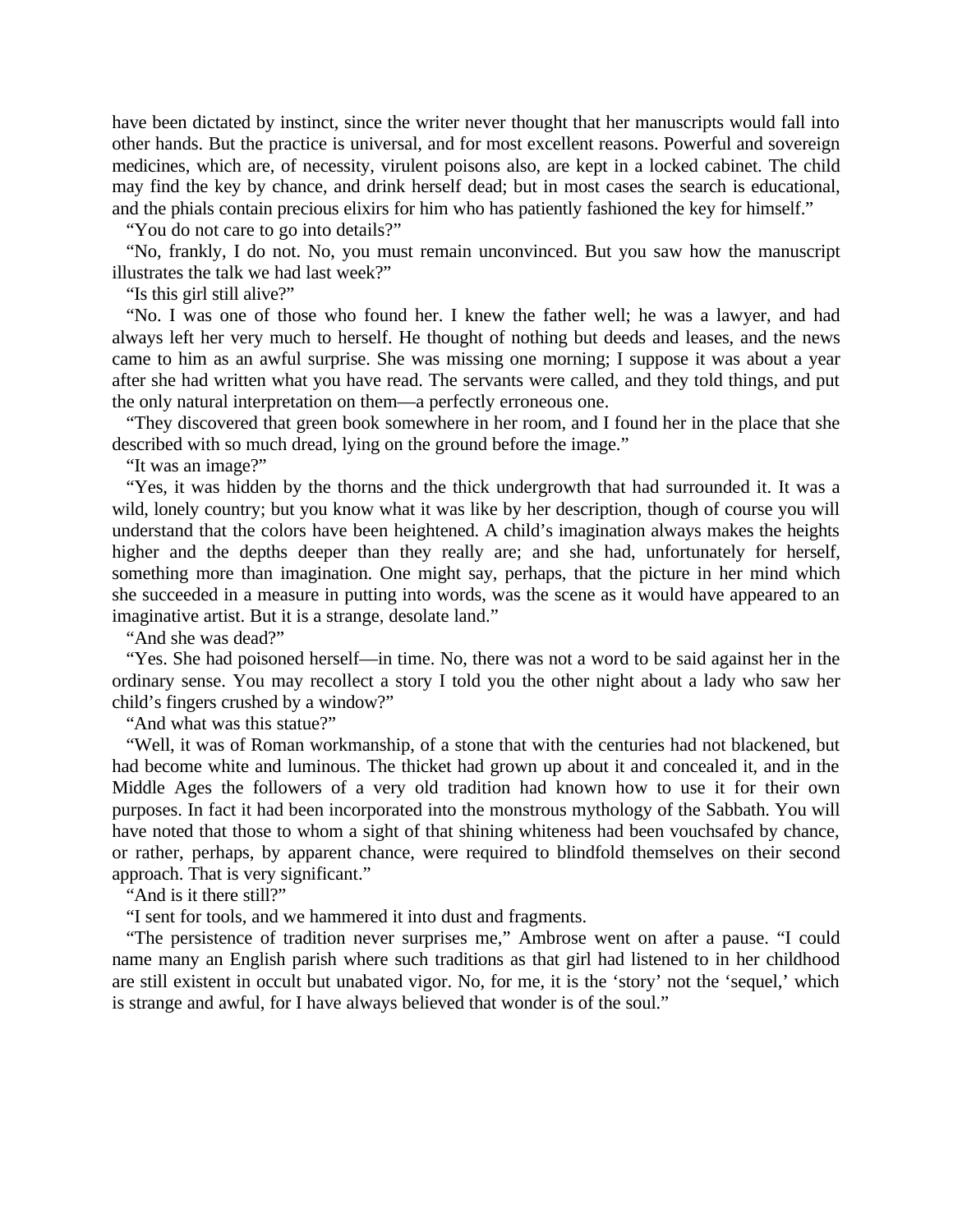have been dictated by instinct, since the writer never thought that her manuscripts would fall into other hands. But the practice is universal, and for most excellent reasons. Powerful and sovereign medicines, which are, of necessity, virulent poisons also, are kept in a locked cabinet. The child may find the key by chance, and drink herself dead; but in most cases the search is educational, and the phials contain precious elixirs for him who has patiently fashioned the key for himself."

"You do not care to go into details?"

"No, frankly, I do not. No, you must remain unconvinced. But you saw how the manuscript illustrates the talk we had last week?"

"Is this girl still alive?"

"No. I was one of those who found her. I knew the father well; he was a lawyer, and had always left her very much to herself. He thought of nothing but deeds and leases, and the news came to him as an awful surprise. She was missing one morning; I suppose it was about a year after she had written what you have read. The servants were called, and they told things, and put the only natural interpretation on them—a perfectly erroneous one.

"They discovered that green book somewhere in her room, and I found her in the place that she described with so much dread, lying on the ground before the image."

"It was an image?"

"Yes, it was hidden by the thorns and the thick undergrowth that had surrounded it. It was a wild, lonely country; but you know what it was like by her description, though of course you will understand that the colors have been heightened. A child's imagination always makes the heights higher and the depths deeper than they really are; and she had, unfortunately for herself, something more than imagination. One might say, perhaps, that the picture in her mind which she succeeded in a measure in putting into words, was the scene as it would have appeared to an imaginative artist. But it is a strange, desolate land."

"And she was dead?"

"Yes. She had poisoned herself—in time. No, there was not a word to be said against her in the ordinary sense. You may recollect a story I told you the other night about a lady who saw her child's fingers crushed by a window?"

"And what was this statue?"

"Well, it was of Roman workmanship, of a stone that with the centuries had not blackened, but had become white and luminous. The thicket had grown up about it and concealed it, and in the Middle Ages the followers of a very old tradition had known how to use it for their own purposes. In fact it had been incorporated into the monstrous mythology of the Sabbath. You will have noted that those to whom a sight of that shining whiteness had been vouchsafed by chance, or rather, perhaps, by apparent chance, were required to blindfold themselves on their second approach. That is very significant."

"And is it there still?"

"I sent for tools, and we hammered it into dust and fragments.

"The persistence of tradition never surprises me," Ambrose went on after a pause. "I could name many an English parish where such traditions as that girl had listened to in her childhood are still existent in occult but unabated vigor. No, for me, it is the 'story' not the 'sequel,' which is strange and awful, for I have always believed that wonder is of the soul."